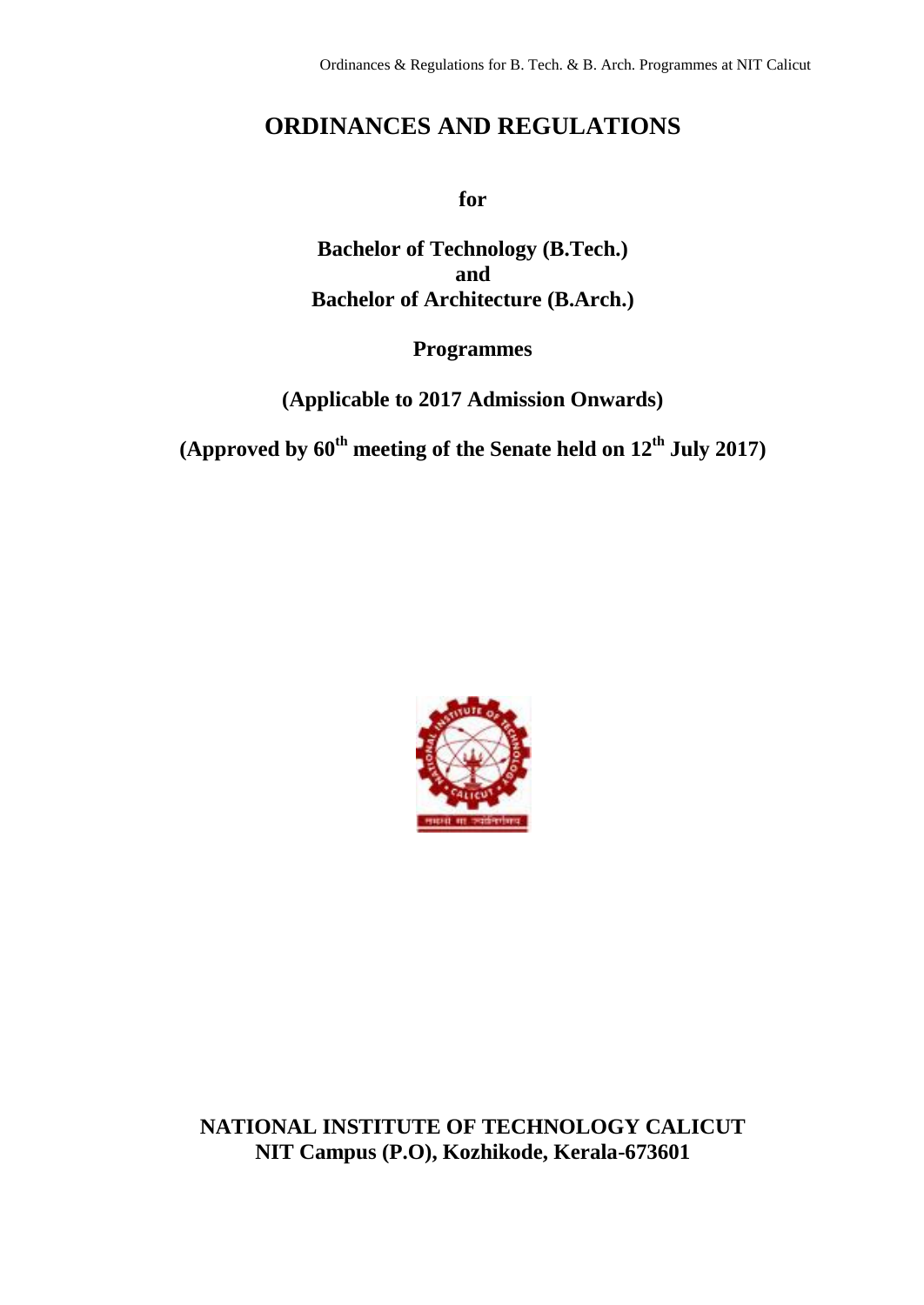# ORDINANCES AND REGULATIONS

**for**

**Bachelor of Technology (B.Tech.)**
**and**
**Bachelor of Architecture (B.Arch.)**

**Programmes**

**(Applicable to 2017 Admission Onwards)**

**(Approved by 60th meeting of the Senate held on 12th July 2017)**

**NATIONAL INSTITUTE OF TECHNOLOGY CALICUT**
**NIT Campus (P.O), Kozhikode, Kerala-673601**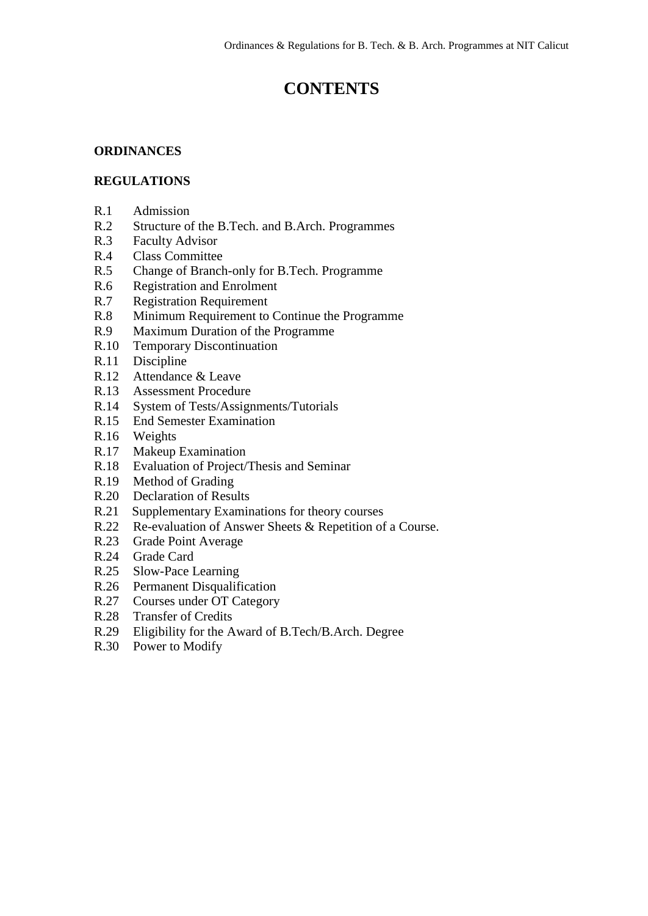# CONTENTS

**ORDINANCES**

**REGULATIONS**

R.1 Admission
R.2 Structure of the B.Tech. and B.Arch. Programmes
R.3 Faculty Advisor
R.4 Class Committee
R.5 Change of Branch-only for B.Tech. Programme
R.6 Registration and Enrolment
R.7 Registration Requirement
R.8 Minimum Requirement to Continue the Programme
R.9 Maximum Duration of the Programme
R.10 Temporary Discontinuation
R.11 Discipline
R.12 Attendance & Leave
R.13 Assessment Procedure
R.14 System of Tests/Assignments/Tutorials
R.15 End Semester Examination
R.16 Weights
R.17 Makeup Examination
R.18 Evaluation of Project/Thesis and Seminar
R.19 Method of Grading
R.20 Declaration of Results
R.21 Supplementary Examinations for theory courses
R.22 Re-evaluation of Answer Sheets & Repetition of a Course.
R.23 Grade Point Average
R.24 Grade Card
R.25 Slow-Pace Learning
R.26 Permanent Disqualification
R.27 Courses under OT Category
R.28 Transfer of Credits
R.29 Eligibility for the Award of B.Tech/B.Arch. Degree
R.30 Power to Modify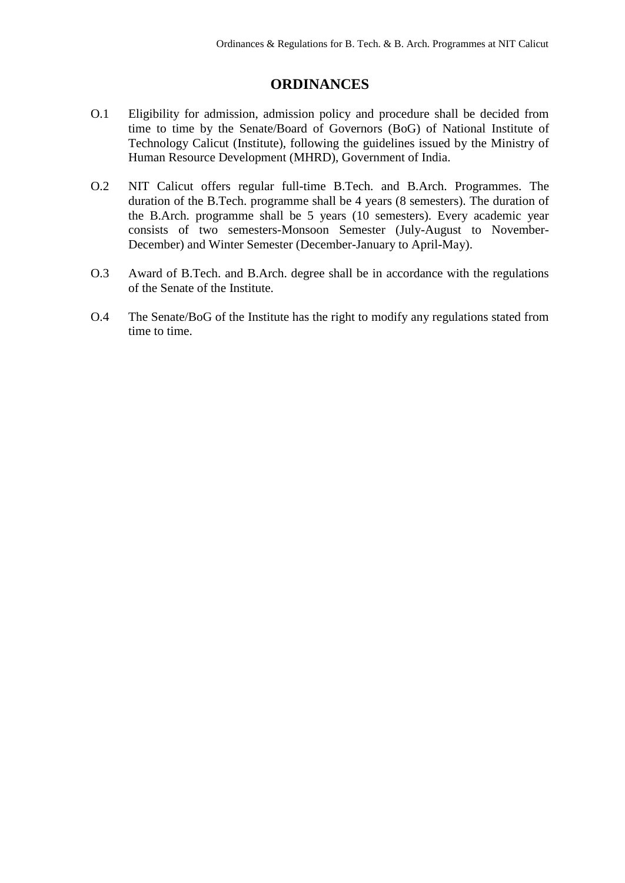# ORDINANCES

O.1 Eligibility for admission, admission policy and procedure shall be decided from time to time by the Senate/Board of Governors (BoG) of National Institute of Technology Calicut (Institute), following the guidelines issued by the Ministry of Human Resource Development (MHRD), Government of India.

O.2 NIT Calicut offers regular full-time B.Tech. and B.Arch. Programmes. The duration of the B.Tech. programme shall be 4 years (8 semesters). The duration of the B.Arch. programme shall be 5 years (10 semesters). Every academic year consists of two semesters-Monsoon Semester (July-August to November-December) and Winter Semester (December-January to April-May).

O.3 Award of B.Tech. and B.Arch. degree shall be in accordance with the regulations of the Senate of the Institute.

O.4 The Senate/BoG of the Institute has the right to modify any regulations stated from time to time.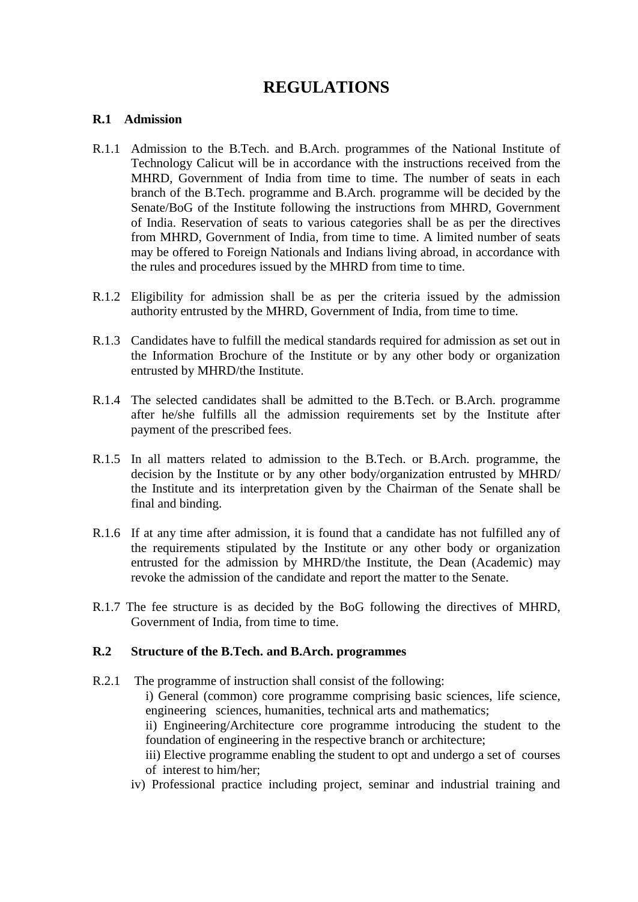# REGULATIONS

**R.1 Admission**

R.1.1 Admission to the B.Tech. and B.Arch. programmes of the National Institute of Technology Calicut will be in accordance with the instructions received from the MHRD, Government of India from time to time. The number of seats in each branch of the B.Tech. programme and B.Arch. programme will be decided by the Senate/BoG of the Institute following the instructions from MHRD, Government of India. Reservation of seats to various categories shall be as per the directives from MHRD, Government of India, from time to time. A limited number of seats may be offered to Foreign Nationals and Indians living abroad, in accordance with the rules and procedures issued by the MHRD from time to time.

R.1.2 Eligibility for admission shall be as per the criteria issued by the admission authority entrusted by the MHRD, Government of India, from time to time.

R.1.3 Candidates have to fulfill the medical standards required for admission as set out in the Information Brochure of the Institute or by any other body or organization entrusted by MHRD/the Institute.

R.1.4 The selected candidates shall be admitted to the B.Tech. or B.Arch. programme after he/she fulfills all the admission requirements set by the Institute after payment of the prescribed fees.

R.1.5 In all matters related to admission to the B.Tech. or B.Arch. programme, the decision by the Institute or by any other body/organization entrusted by MHRD/ the Institute and its interpretation given by the Chairman of the Senate shall be final and binding.

R.1.6 If at any time after admission, it is found that a candidate has not fulfilled any of the requirements stipulated by the Institute or any other body or organization entrusted for the admission by MHRD/the Institute, the Dean (Academic) may revoke the admission of the candidate and report the matter to the Senate.

R.1.7 The fee structure is as decided by the BoG following the directives of MHRD, Government of India, from time to time.

**R.2 Structure of the B.Tech. and B.Arch. programmes**

R.2.1 The programme of instruction shall consist of the following:

i) General (common) core programme comprising basic sciences, life science, engineering sciences, humanities, technical arts and mathematics;

ii) Engineering/Architecture core programme introducing the student to the foundation of engineering in the respective branch or architecture;

iii) Elective programme enabling the student to opt and undergo a set of courses of interest to him/her;

iv) Professional practice including project, seminar and industrial training and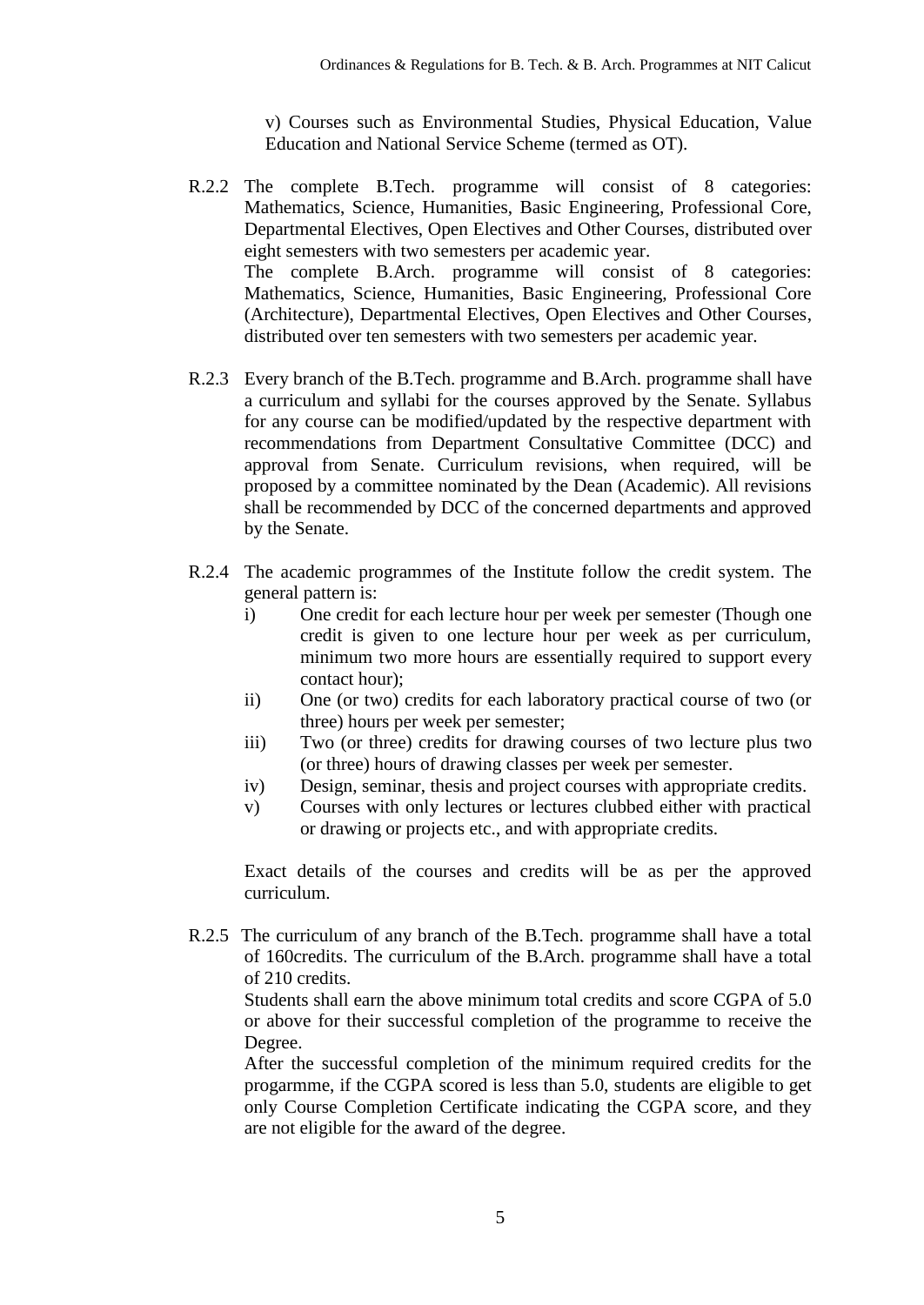v) Courses such as Environmental Studies, Physical Education, Value Education and National Service Scheme (termed as OT).

R.2.2 The complete B.Tech. programme will consist of 8 categories: Mathematics, Science, Humanities, Basic Engineering, Professional Core, Departmental Electives, Open Electives and Other Courses, distributed over eight semesters with two semesters per academic year.
The complete B.Arch. programme will consist of 8 categories: Mathematics, Science, Humanities, Basic Engineering, Professional Core (Architecture), Departmental Electives, Open Electives and Other Courses, distributed over ten semesters with two semesters per academic year.

R.2.3 Every branch of the B.Tech. programme and B.Arch. programme shall have a curriculum and syllabi for the courses approved by the Senate. Syllabus for any course can be modified/updated by the respective department with recommendations from Department Consultative Committee (DCC) and approval from Senate. Curriculum revisions, when required, will be proposed by a committee nominated by the Dean (Academic). All revisions shall be recommended by DCC of the concerned departments and approved by the Senate.

R.2.4 The academic programmes of the Institute follow the credit system. The general pattern is:

i) One credit for each lecture hour per week per semester (Though one credit is given to one lecture hour per week as per curriculum, minimum two more hours are essentially required to support every contact hour);
ii) One (or two) credits for each laboratory practical course of two (or three) hours per week per semester;
iii) Two (or three) credits for drawing courses of two lecture plus two (or three) hours of drawing classes per week per semester.
iv) Design, seminar, thesis and project courses with appropriate credits.
v) Courses with only lectures or lectures clubbed either with practical or drawing or projects etc., and with appropriate credits.

Exact details of the courses and credits will be as per the approved curriculum.

R.2.5 The curriculum of any branch of the B.Tech. programme shall have a total of 160credits. The curriculum of the B.Arch. programme shall have a total of 210 credits.
Students shall earn the above minimum total credits and score CGPA of 5.0 or above for their successful completion of the programme to receive the Degree.
After the successful completion of the minimum required credits for the progarmme, if the CGPA scored is less than 5.0, students are eligible to get only Course Completion Certificate indicating the CGPA score, and they are not eligible for the award of the degree.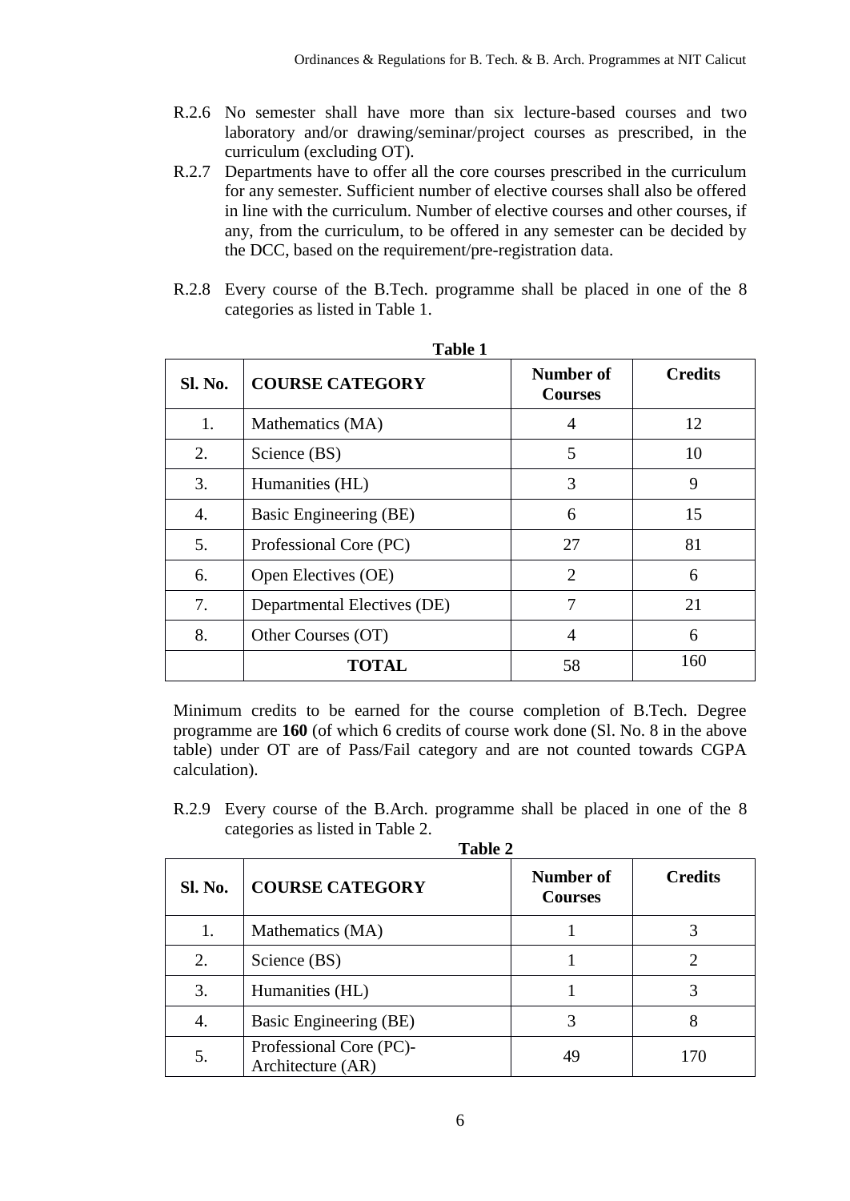R.2.6 No semester shall have more than six lecture-based courses and two laboratory and/or drawing/seminar/project courses as prescribed, in the curriculum (excluding OT).

R.2.7 Departments have to offer all the core courses prescribed in the curriculum for any semester. Sufficient number of elective courses shall also be offered in line with the curriculum. Number of elective courses and other courses, if any, from the curriculum, to be offered in any semester can be decided by the DCC, based on the requirement/pre-registration data.

R.2.8 Every course of the B.Tech. programme shall be placed in one of the 8 categories as listed in Table 1.

**Table 1**

| Sl. No. | COURSE CATEGORY | Number of Courses | Credits |
|---|---|---|---|
| 1. | Mathematics (MA) | 4 | 12 |
| 2. | Science (BS) | 5 | 10 |
| 3. | Humanities (HL) | 3 | 9 |
| 4. | Basic Engineering (BE) | 6 | 15 |
| 5. | Professional Core (PC) | 27 | 81 |
| 6. | Open Electives (OE) | 2 | 6 |
| 7. | Departmental Electives (DE) | 7 | 21 |
| 8. | Other Courses (OT) | 4 | 6 |
| | **TOTAL** | 58 | 160 |

Minimum credits to be earned for the course completion of B.Tech. Degree programme are **160** (of which 6 credits of course work done (Sl. No. 8 in the above table) under OT are of Pass/Fail category and are not counted towards CGPA calculation).

R.2.9 Every course of the B.Arch. programme shall be placed in one of the 8 categories as listed in Table 2.

**Table 2**

| Sl. No. | COURSE CATEGORY | Number of Courses | Credits |
|---|---|---|---|
| 1. | Mathematics (MA) | 1 | 3 |
| 2. | Science (BS) | 1 | 2 |
| 3. | Humanities (HL) | 1 | 3 |
| 4. | Basic Engineering (BE) | 3 | 8 |
| 5. | Professional Core (PC)-Architecture (AR) | 49 | 170 |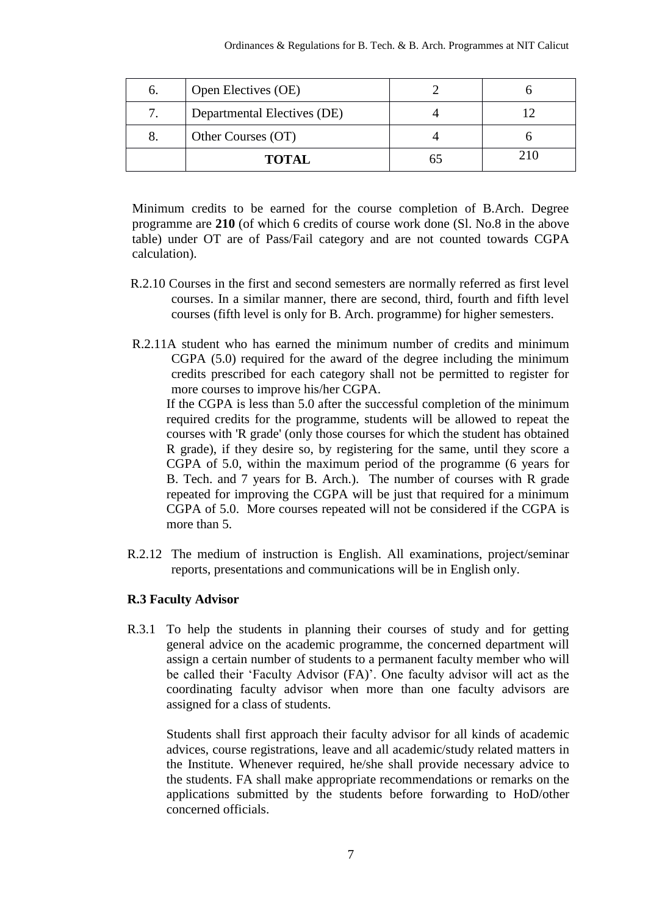| 6. | Open Electives (OE) | 2 | 6 |
|---|---|---|---|
| 7. | Departmental Electives (DE) | 4 | 12 |
| 8. | Other Courses (OT) | 4 | 6 |
| | **TOTAL** | 65 | 210 |

Minimum credits to be earned for the course completion of B.Arch. Degree programme are **210** (of which 6 credits of course work done (Sl. No.8 in the above table) under OT are of Pass/Fail category and are not counted towards CGPA calculation).

R.2.10 Courses in the first and second semesters are normally referred as first level courses. In a similar manner, there are second, third, fourth and fifth level courses (fifth level is only for B. Arch. programme) for higher semesters.

R.2.11A student who has earned the minimum number of credits and minimum CGPA (5.0) required for the award of the degree including the minimum credits prescribed for each category shall not be permitted to register for more courses to improve his/her CGPA.

If the CGPA is less than 5.0 after the successful completion of the minimum required credits for the programme, students will be allowed to repeat the courses with 'R grade' (only those courses for which the student has obtained R grade), if they desire so, by registering for the same, until they score a CGPA of 5.0, within the maximum period of the programme (6 years for B. Tech. and 7 years for B. Arch.). The number of courses with R grade repeated for improving the CGPA will be just that required for a minimum CGPA of 5.0. More courses repeated will not be considered if the CGPA is more than 5.

R.2.12 The medium of instruction is English. All examinations, project/seminar reports, presentations and communications will be in English only.

### R.3 Faculty Advisor

R.3.1 To help the students in planning their courses of study and for getting general advice on the academic programme, the concerned department will assign a certain number of students to a permanent faculty member who will be called their 'Faculty Advisor (FA)'. One faculty advisor will act as the coordinating faculty advisor when more than one faculty advisors are assigned for a class of students.

Students shall first approach their faculty advisor for all kinds of academic advices, course registrations, leave and all academic/study related matters in the Institute. Whenever required, he/she shall provide necessary advice to the students. FA shall make appropriate recommendations or remarks on the applications submitted by the students before forwarding to HoD/other concerned officials.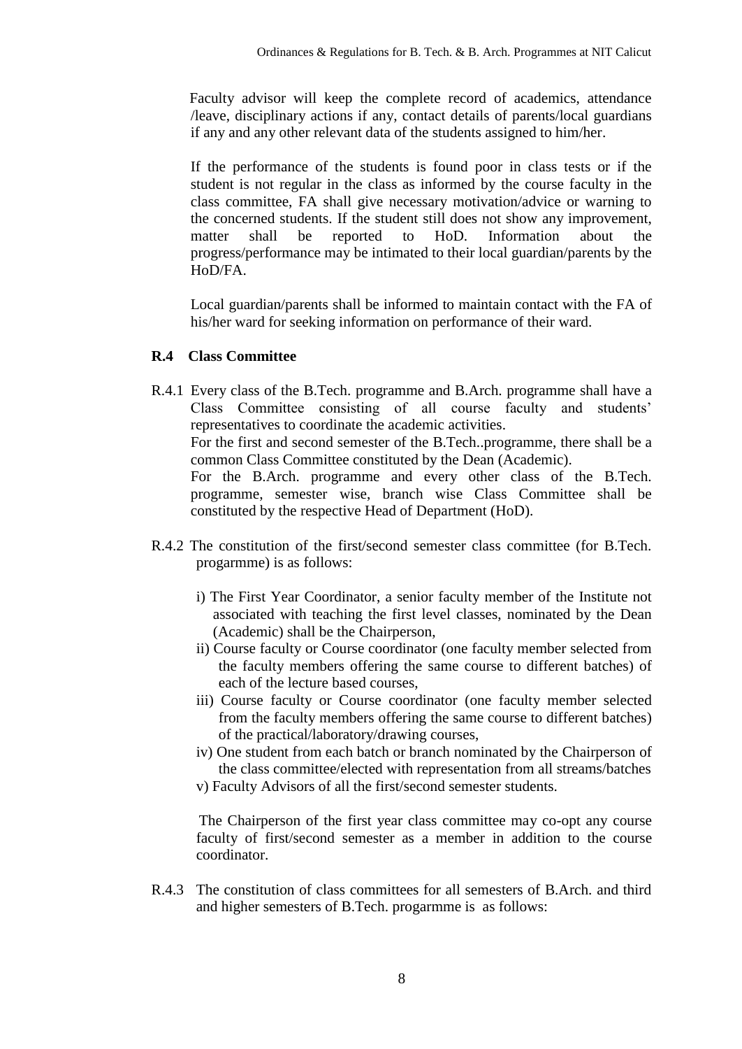Faculty advisor will keep the complete record of academics, attendance /leave, disciplinary actions if any, contact details of parents/local guardians if any and any other relevant data of the students assigned to him/her.

If the performance of the students is found poor in class tests or if the student is not regular in the class as informed by the course faculty in the class committee, FA shall give necessary motivation/advice or warning to the concerned students. If the student still does not show any improvement, matter shall be reported to HoD. Information about the progress/performance may be intimated to their local guardian/parents by the HoD/FA.

Local guardian/parents shall be informed to maintain contact with the FA of his/her ward for seeking information on performance of their ward.

**R.4 Class Committee**

R.4.1 Every class of the B.Tech. programme and B.Arch. programme shall have a Class Committee consisting of all course faculty and students' representatives to coordinate the academic activities.
For the first and second semester of the B.Tech..programme, there shall be a common Class Committee constituted by the Dean (Academic).
For the B.Arch. programme and every other class of the B.Tech. programme, semester wise, branch wise Class Committee shall be constituted by the respective Head of Department (HoD).

R.4.2 The constitution of the first/second semester class committee (for B.Tech. progarmme) is as follows:

i) The First Year Coordinator, a senior faculty member of the Institute not associated with teaching the first level classes, nominated by the Dean (Academic) shall be the Chairperson,
ii) Course faculty or Course coordinator (one faculty member selected from the faculty members offering the same course to different batches) of each of the lecture based courses,
iii) Course faculty or Course coordinator (one faculty member selected from the faculty members offering the same course to different batches) of the practical/laboratory/drawing courses,
iv) One student from each batch or branch nominated by the Chairperson of the class committee/elected with representation from all streams/batches
v) Faculty Advisors of all the first/second semester students.

The Chairperson of the first year class committee may co-opt any course faculty of first/second semester as a member in addition to the course coordinator.

R.4.3 The constitution of class committees for all semesters of B.Arch. and third and higher semesters of B.Tech. progarmme is as follows: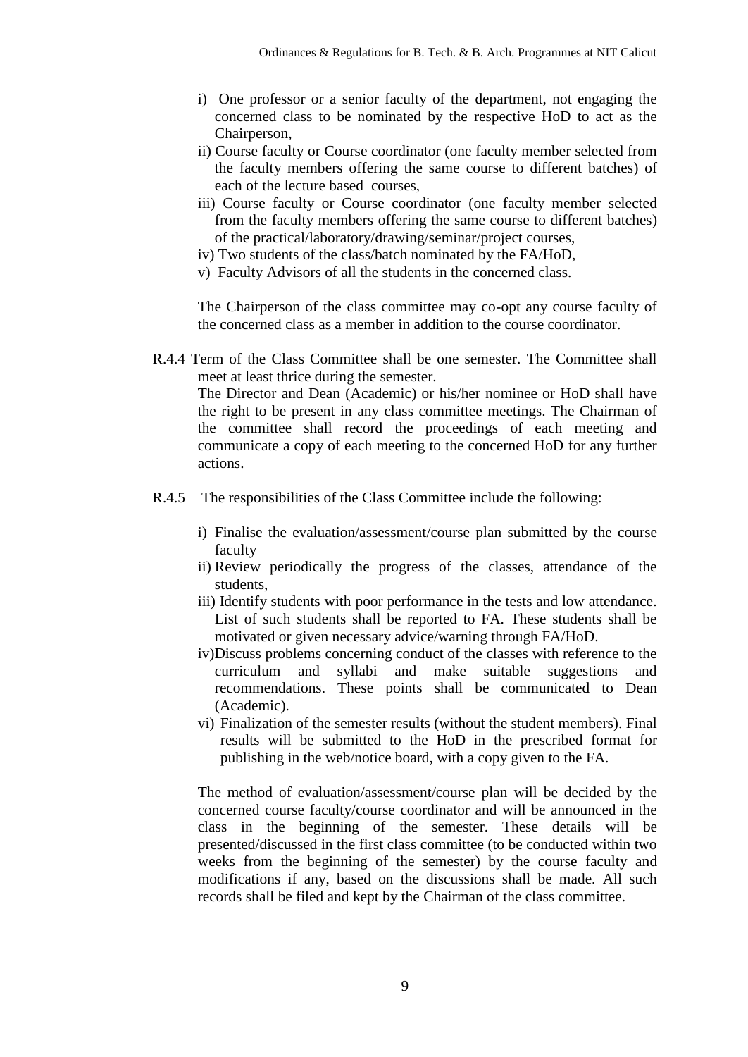i) One professor or a senior faculty of the department, not engaging the concerned class to be nominated by the respective HoD to act as the Chairperson,

ii) Course faculty or Course coordinator (one faculty member selected from the faculty members offering the same course to different batches) of each of the lecture based courses,

iii) Course faculty or Course coordinator (one faculty member selected from the faculty members offering the same course to different batches) of the practical/laboratory/drawing/seminar/project courses,

iv) Two students of the class/batch nominated by the FA/HoD,

v) Faculty Advisors of all the students in the concerned class.

The Chairperson of the class committee may co-opt any course faculty of the concerned class as a member in addition to the course coordinator.

R.4.4 Term of the Class Committee shall be one semester. The Committee shall meet at least thrice during the semester.
The Director and Dean (Academic) or his/her nominee or HoD shall have the right to be present in any class committee meetings. The Chairman of the committee shall record the proceedings of each meeting and communicate a copy of each meeting to the concerned HoD for any further actions.

R.4.5 The responsibilities of the Class Committee include the following:

i) Finalise the evaluation/assessment/course plan submitted by the course faculty

ii) Review periodically the progress of the classes, attendance of the students,

iii) Identify students with poor performance in the tests and low attendance. List of such students shall be reported to FA. These students shall be motivated or given necessary advice/warning through FA/HoD.

iv) Discuss problems concerning conduct of the classes with reference to the curriculum and syllabi and make suitable suggestions and recommendations. These points shall be communicated to Dean (Academic).

vi) Finalization of the semester results (without the student members). Final results will be submitted to the HoD in the prescribed format for publishing in the web/notice board, with a copy given to the FA.

The method of evaluation/assessment/course plan will be decided by the concerned course faculty/course coordinator and will be announced in the class in the beginning of the semester. These details will be presented/discussed in the first class committee (to be conducted within two weeks from the beginning of the semester) by the course faculty and modifications if any, based on the discussions shall be made. All such records shall be filed and kept by the Chairman of the class committee.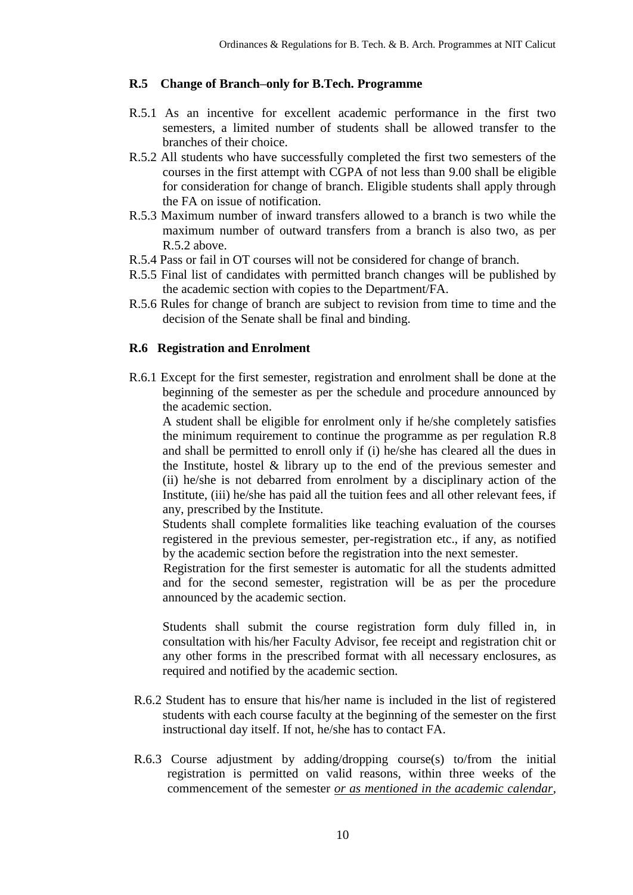### R.5 Change of Branch–only for B.Tech. Programme

R.5.1 As an incentive for excellent academic performance in the first two semesters, a limited number of students shall be allowed transfer to the branches of their choice.

R.5.2 All students who have successfully completed the first two semesters of the courses in the first attempt with CGPA of not less than 9.00 shall be eligible for consideration for change of branch. Eligible students shall apply through the FA on issue of notification.

R.5.3 Maximum number of inward transfers allowed to a branch is two while the maximum number of outward transfers from a branch is also two, as per R.5.2 above.

R.5.4 Pass or fail in OT courses will not be considered for change of branch.

R.5.5 Final list of candidates with permitted branch changes will be published by the academic section with copies to the Department/FA.

R.5.6 Rules for change of branch are subject to revision from time to time and the decision of the Senate shall be final and binding.

### R.6 Registration and Enrolment

R.6.1 Except for the first semester, registration and enrolment shall be done at the beginning of the semester as per the schedule and procedure announced by the academic section.

A student shall be eligible for enrolment only if he/she completely satisfies the minimum requirement to continue the programme as per regulation R.8 and shall be permitted to enroll only if (i) he/she has cleared all the dues in the Institute, hostel & library up to the end of the previous semester and (ii) he/she is not debarred from enrolment by a disciplinary action of the Institute, (iii) he/she has paid all the tuition fees and all other relevant fees, if any, prescribed by the Institute.

Students shall complete formalities like teaching evaluation of the courses registered in the previous semester, per-registration etc., if any, as notified by the academic section before the registration into the next semester.

Registration for the first semester is automatic for all the students admitted and for the second semester, registration will be as per the procedure announced by the academic section.

Students shall submit the course registration form duly filled in, in consultation with his/her Faculty Advisor, fee receipt and registration chit or any other forms in the prescribed format with all necessary enclosures, as required and notified by the academic section.

R.6.2 Student has to ensure that his/her name is included in the list of registered students with each course faculty at the beginning of the semester on the first instructional day itself. If not, he/she has to contact FA.

R.6.3 Course adjustment by adding/dropping course(s) to/from the initial registration is permitted on valid reasons, within three weeks of the commencement of the semester *or as mentioned in the academic calendar*,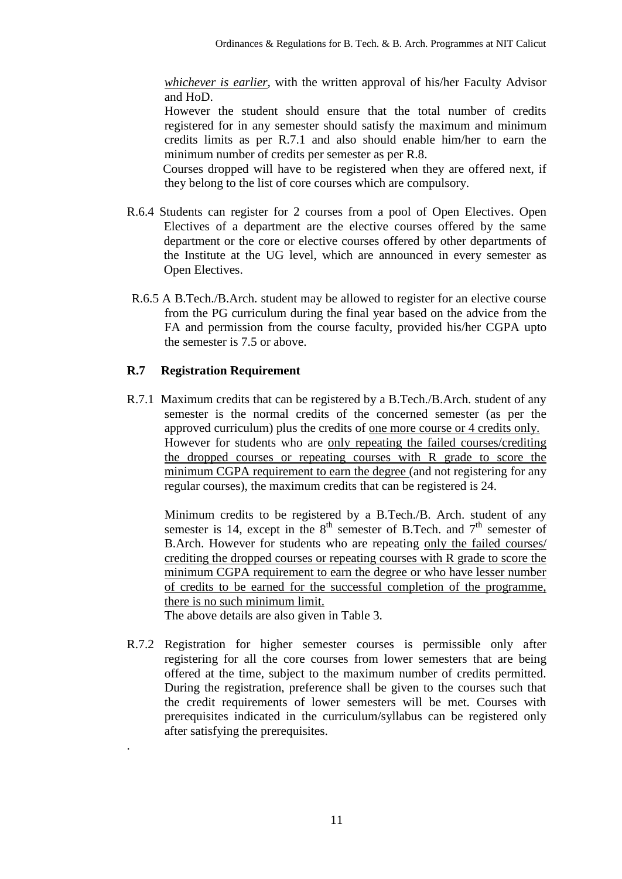*whichever is earlier*, with the written approval of his/her Faculty Advisor and HoD.

However the student should ensure that the total number of credits registered for in any semester should satisfy the maximum and minimum credits limits as per R.7.1 and also should enable him/her to earn the minimum number of credits per semester as per R.8.

Courses dropped will have to be registered when they are offered next, if they belong to the list of core courses which are compulsory.

R.6.4 Students can register for 2 courses from a pool of Open Electives. Open Electives of a department are the elective courses offered by the same department or the core or elective courses offered by other departments of the Institute at the UG level, which are announced in every semester as Open Electives.

R.6.5 A B.Tech./B.Arch. student may be allowed to register for an elective course from the PG curriculum during the final year based on the advice from the FA and permission from the course faculty, provided his/her CGPA upto the semester is 7.5 or above.

## R.7 Registration Requirement

R.7.1 Maximum credits that can be registered by a B.Tech./B.Arch. student of any semester is the normal credits of the concerned semester (as per the approved curriculum) plus the credits of <u>one more course or 4 credits only.</u> However for students who are <u>only repeating the failed courses/crediting the dropped courses or repeating courses with R grade to score the minimum CGPA requirement to earn the degree</u> (and not registering for any regular courses), the maximum credits that can be registered is 24.

Minimum credits to be registered by a B.Tech./B. Arch. student of any semester is 14, except in the 8th semester of B.Tech. and 7th semester of B.Arch. However for students who are repeating <u>only the failed courses/ crediting the dropped courses or repeating courses with R grade to score the minimum CGPA requirement to earn the degree or who have lesser number of credits to be earned for the successful completion of the programme, there is no such minimum limit.</u>

The above details are also given in Table 3.

R.7.2 Registration for higher semester courses is permissible only after registering for all the core courses from lower semesters that are being offered at the time, subject to the maximum number of credits permitted. During the registration, preference shall be given to the courses such that the credit requirements of lower semesters will be met. Courses with prerequisites indicated in the curriculum/syllabus can be registered only after satisfying the prerequisites.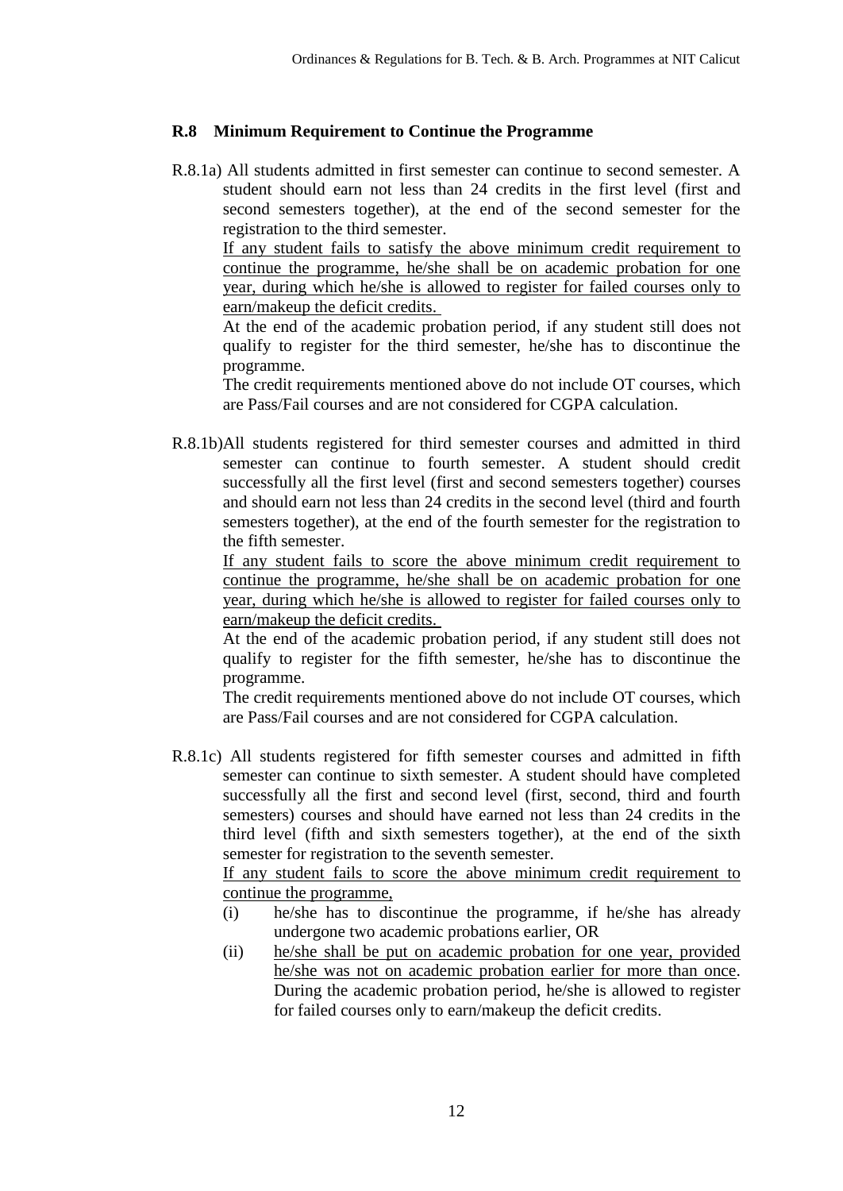### R.8 Minimum Requirement to Continue the Programme

R.8.1a) All students admitted in first semester can continue to second semester. A student should earn not less than 24 credits in the first level (first and second semesters together), at the end of the second semester for the registration to the third semester.

If any student fails to satisfy the above minimum credit requirement to continue the programme, he/she shall be on academic probation for one year, during which he/she is allowed to register for failed courses only to earn/makeup the deficit credits.

At the end of the academic probation period, if any student still does not qualify to register for the third semester, he/she has to discontinue the programme.

The credit requirements mentioned above do not include OT courses, which are Pass/Fail courses and are not considered for CGPA calculation.

R.8.1b) All students registered for third semester courses and admitted in third semester can continue to fourth semester. A student should credit successfully all the first level (first and second semesters together) courses and should earn not less than 24 credits in the second level (third and fourth semesters together), at the end of the fourth semester for the registration to the fifth semester.

If any student fails to score the above minimum credit requirement to continue the programme, he/she shall be on academic probation for one year, during which he/she is allowed to register for failed courses only to earn/makeup the deficit credits.

At the end of the academic probation period, if any student still does not qualify to register for the fifth semester, he/she has to discontinue the programme.

The credit requirements mentioned above do not include OT courses, which are Pass/Fail courses and are not considered for CGPA calculation.

R.8.1c) All students registered for fifth semester courses and admitted in fifth semester can continue to sixth semester. A student should have completed successfully all the first and second level (first, second, third and fourth semesters) courses and should have earned not less than 24 credits in the third level (fifth and sixth semesters together), at the end of the sixth semester for registration to the seventh semester.

If any student fails to score the above minimum credit requirement to continue the programme,

- (i) he/she has to discontinue the programme, if he/she has already undergone two academic probations earlier, OR
- (ii) he/she shall be put on academic probation for one year, provided he/she was not on academic probation earlier for more than once. During the academic probation period, he/she is allowed to register for failed courses only to earn/makeup the deficit credits.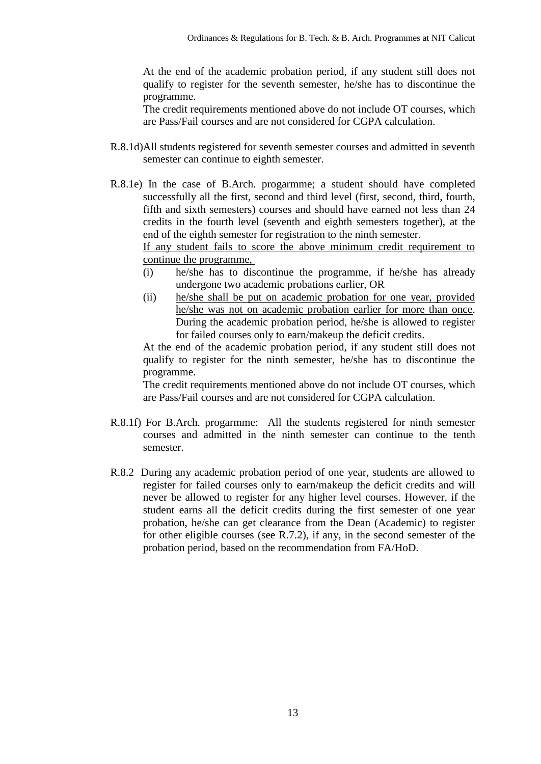At the end of the academic probation period, if any student still does not qualify to register for the seventh semester, he/she has to discontinue the programme.

The credit requirements mentioned above do not include OT courses, which are Pass/Fail courses and are not considered for CGPA calculation.

R.8.1d) All students registered for seventh semester courses and admitted in seventh semester can continue to eighth semester.

R.8.1e) In the case of B.Arch. progarmme; a student should have completed successfully all the first, second and third level (first, second, third, fourth, fifth and sixth semesters) courses and should have earned not less than 24 credits in the fourth level (seventh and eighth semesters together), at the end of the eighth semester for registration to the ninth semester.

<u>If any student fails to score the above minimum credit requirement to continue the programme,</u>

(i) he/she has to discontinue the programme, if he/she has already undergone two academic probations earlier, OR

(ii) <u>he/she shall be put on academic probation for one year, provided he/she was not on academic probation earlier for more than once</u>. During the academic probation period, he/she is allowed to register for failed courses only to earn/makeup the deficit credits.

At the end of the academic probation period, if any student still does not qualify to register for the ninth semester, he/she has to discontinue the programme.

The credit requirements mentioned above do not include OT courses, which are Pass/Fail courses and are not considered for CGPA calculation.

R.8.1f) For B.Arch. progarmme: All the students registered for ninth semester courses and admitted in the ninth semester can continue to the tenth semester.

R.8.2 During any academic probation period of one year, students are allowed to register for failed courses only to earn/makeup the deficit credits and will never be allowed to register for any higher level courses. However, if the student earns all the deficit credits during the first semester of one year probation, he/she can get clearance from the Dean (Academic) to register for other eligible courses (see R.7.2), if any, in the second semester of the probation period, based on the recommendation from FA/HoD.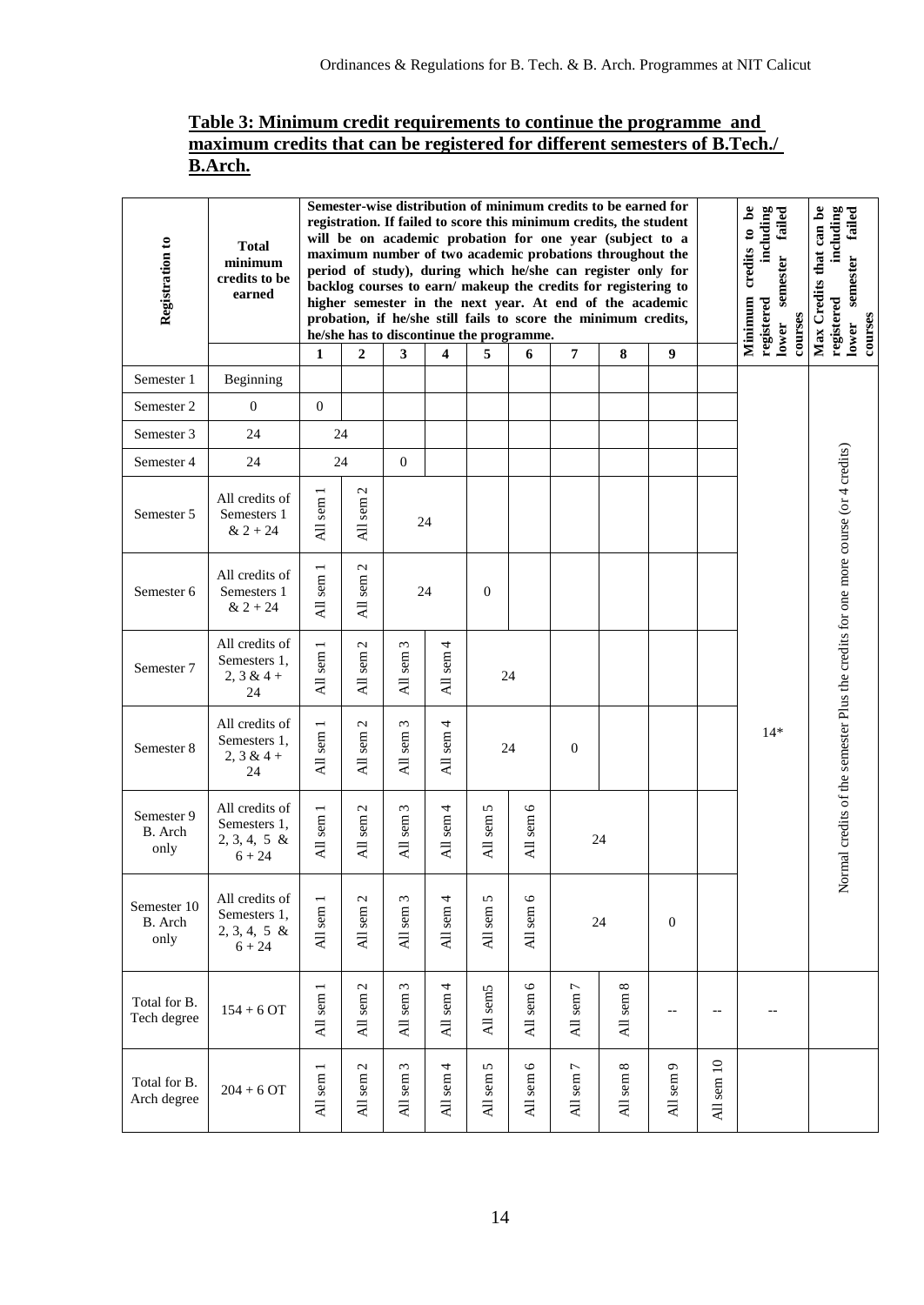**Table 3: Minimum credit requirements to continue the programme and maximum credits that can be registered for different semesters of B.Tech./ B.Arch.**

| Registration to | Total minimum credits to be earned | Semester-wise distribution of minimum credits to be earned for registration. If failed to score this minimum credits, the student will be on academic probation for one year (subject to a maximum number of two academic probations throughout the period of study), during which he/she can register only for backlog courses to earn/ makeup the credits for registering to higher semester in the next year. At end of the academic probation, if he/she still fails to score the minimum credits, he/she has to discontinue the programme. | | | | | | | | | | Minimum credits to be registered including lower semester failed courses | Max Credits that can be registered including lower semester failed courses |
|---|---|---|---|---|---|---|---|---|---|---|---|---|---|
| | | 1 | 2 | 3 | 4 | 5 | 6 | 7 | 8 | 9 | | | |
| Semester 1 | Beginning | | | | | | | | | | | 14* | Normal credits of the semester Plus the credits for one more course (or 4 credits) |
| Semester 2 | 0 | 0 | | | | | | | | | | | |
| Semester 3 | 24 | 24 | | | | | | | | | | | |
| Semester 4 | 24 | 24 | | 0 | | | | | | | | | |
| Semester 5 | All credits of Semesters 1 & 2 + 24 | All sem 1 | All sem 2 | 24 | | | | | | | | | |
| Semester 6 | All credits of Semesters 1 & 2 + 24 | All sem 1 | All sem 2 | 24 | | 0 | | | | | | | |
| Semester 7 | All credits of Semesters 1, 2, 3 & 4 + 24 | All sem 1 | All sem 2 | All sem 3 | All sem 4 | 24 | | | | | | | |
| Semester 8 | All credits of Semesters 1, 2, 3 & 4 + 24 | All sem 1 | All sem 2 | All sem 3 | All sem 4 | 24 | | 0 | | | | | |
| Semester 9 B. Arch only | All credits of Semesters 1, 2, 3, 4, 5 & 6 + 24 | All sem 1 | All sem 2 | All sem 3 | All sem 4 | All sem 5 | All sem 6 | 24 | | | | | |
| Semester 10 B. Arch only | All credits of Semesters 1, 2, 3, 4, 5 & 6 + 24 | All sem 1 | All sem 2 | All sem 3 | All sem 4 | All sem 5 | All sem 6 | 24 | | 0 | | | |
| Total for B. Tech degree | 154 + 6 OT | All sem 1 | All sem 2 | All sem 3 | All sem 4 | All sem5 | All sem 6 | All sem 7 | All sem 8 | -- | -- | -- | |
| Total for B. Arch degree | 204 + 6 OT | All sem 1 | All sem 2 | All sem 3 | All sem 4 | All sem 5 | All sem 6 | All sem 7 | All sem 8 | All sem 9 | All sem 10 | | |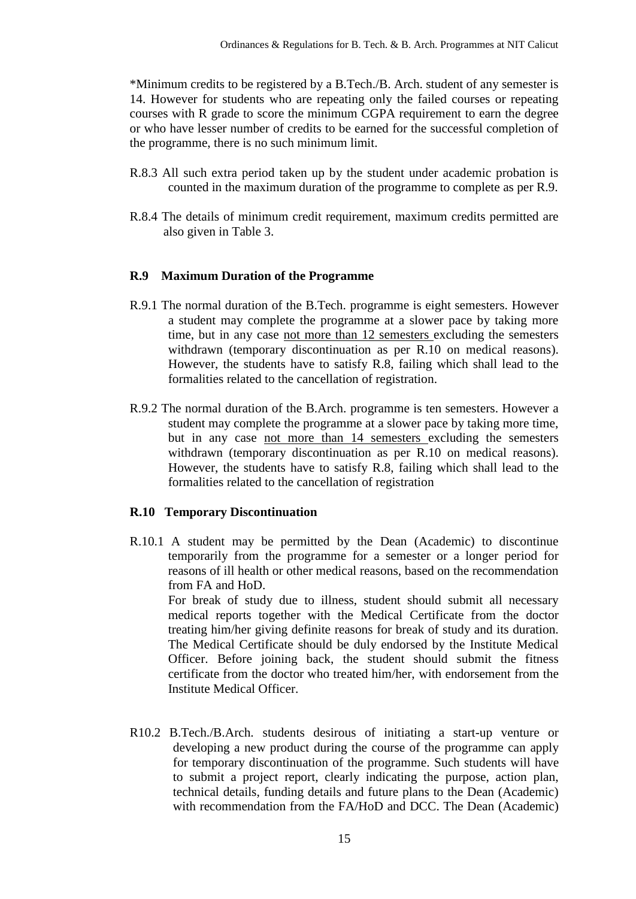*Minimum credits to be registered by a B.Tech./B. Arch. student of any semester is 14. However for students who are repeating only the failed courses or repeating courses with R grade to score the minimum CGPA requirement to earn the degree or who have lesser number of credits to be earned for the successful completion of the programme, there is no such minimum limit.

R.8.3 All such extra period taken up by the student under academic probation is counted in the maximum duration of the programme to complete as per R.9.

R.8.4 The details of minimum credit requirement, maximum credits permitted are also given in Table 3.

## R.9 Maximum Duration of the Programme

R.9.1 The normal duration of the B.Tech. programme is eight semesters. However a student may complete the programme at a slower pace by taking more time, but in any case <u>not more than 12 semesters</u> excluding the semesters withdrawn (temporary discontinuation as per R.10 on medical reasons). However, the students have to satisfy R.8, failing which shall lead to the formalities related to the cancellation of registration.

R.9.2 The normal duration of the B.Arch. programme is ten semesters. However a student may complete the programme at a slower pace by taking more time, but in any case <u>not more than 14 semesters</u> excluding the semesters withdrawn (temporary discontinuation as per R.10 on medical reasons). However, the students have to satisfy R.8, failing which shall lead to the formalities related to the cancellation of registration

## R.10 Temporary Discontinuation

R.10.1 A student may be permitted by the Dean (Academic) to discontinue temporarily from the programme for a semester or a longer period for reasons of ill health or other medical reasons, based on the recommendation from FA and HoD.

For break of study due to illness, student should submit all necessary medical reports together with the Medical Certificate from the doctor treating him/her giving definite reasons for break of study and its duration. The Medical Certificate should be duly endorsed by the Institute Medical Officer. Before joining back, the student should submit the fitness certificate from the doctor who treated him/her, with endorsement from the Institute Medical Officer.

R10.2 B.Tech./B.Arch. students desirous of initiating a start-up venture or developing a new product during the course of the programme can apply for temporary discontinuation of the programme. Such students will have to submit a project report, clearly indicating the purpose, action plan, technical details, funding details and future plans to the Dean (Academic) with recommendation from the FA/HoD and DCC. The Dean (Academic)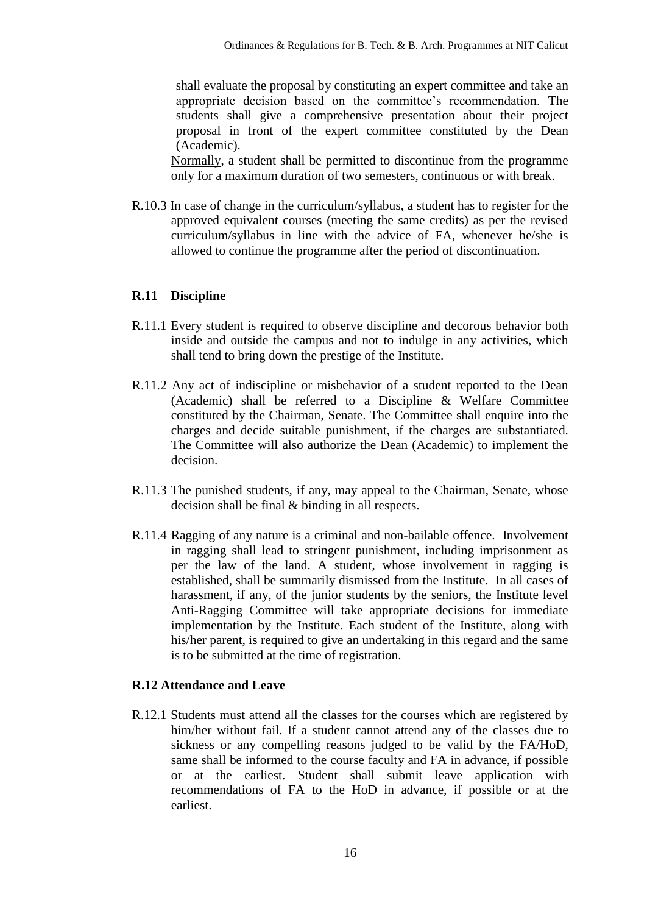shall evaluate the proposal by constituting an expert committee and take an appropriate decision based on the committee's recommendation. The students shall give a comprehensive presentation about their project proposal in front of the expert committee constituted by the Dean (Academic).

Normally, a student shall be permitted to discontinue from the programme only for a maximum duration of two semesters, continuous or with break.

R.10.3 In case of change in the curriculum/syllabus, a student has to register for the approved equivalent courses (meeting the same credits) as per the revised curriculum/syllabus in line with the advice of FA, whenever he/she is allowed to continue the programme after the period of discontinuation.

## R.11 Discipline

R.11.1 Every student is required to observe discipline and decorous behavior both inside and outside the campus and not to indulge in any activities, which shall tend to bring down the prestige of the Institute.

R.11.2 Any act of indiscipline or misbehavior of a student reported to the Dean (Academic) shall be referred to a Discipline & Welfare Committee constituted by the Chairman, Senate. The Committee shall enquire into the charges and decide suitable punishment, if the charges are substantiated. The Committee will also authorize the Dean (Academic) to implement the decision.

R.11.3 The punished students, if any, may appeal to the Chairman, Senate, whose decision shall be final & binding in all respects.

R.11.4 Ragging of any nature is a criminal and non-bailable offence. Involvement in ragging shall lead to stringent punishment, including imprisonment as per the law of the land. A student, whose involvement in ragging is established, shall be summarily dismissed from the Institute. In all cases of harassment, if any, of the junior students by the seniors, the Institute level Anti-Ragging Committee will take appropriate decisions for immediate implementation by the Institute. Each student of the Institute, along with his/her parent, is required to give an undertaking in this regard and the same is to be submitted at the time of registration.

## R.12 Attendance and Leave

R.12.1 Students must attend all the classes for the courses which are registered by him/her without fail. If a student cannot attend any of the classes due to sickness or any compelling reasons judged to be valid by the FA/HoD, same shall be informed to the course faculty and FA in advance, if possible or at the earliest. Student shall submit leave application with recommendations of FA to the HoD in advance, if possible or at the earliest.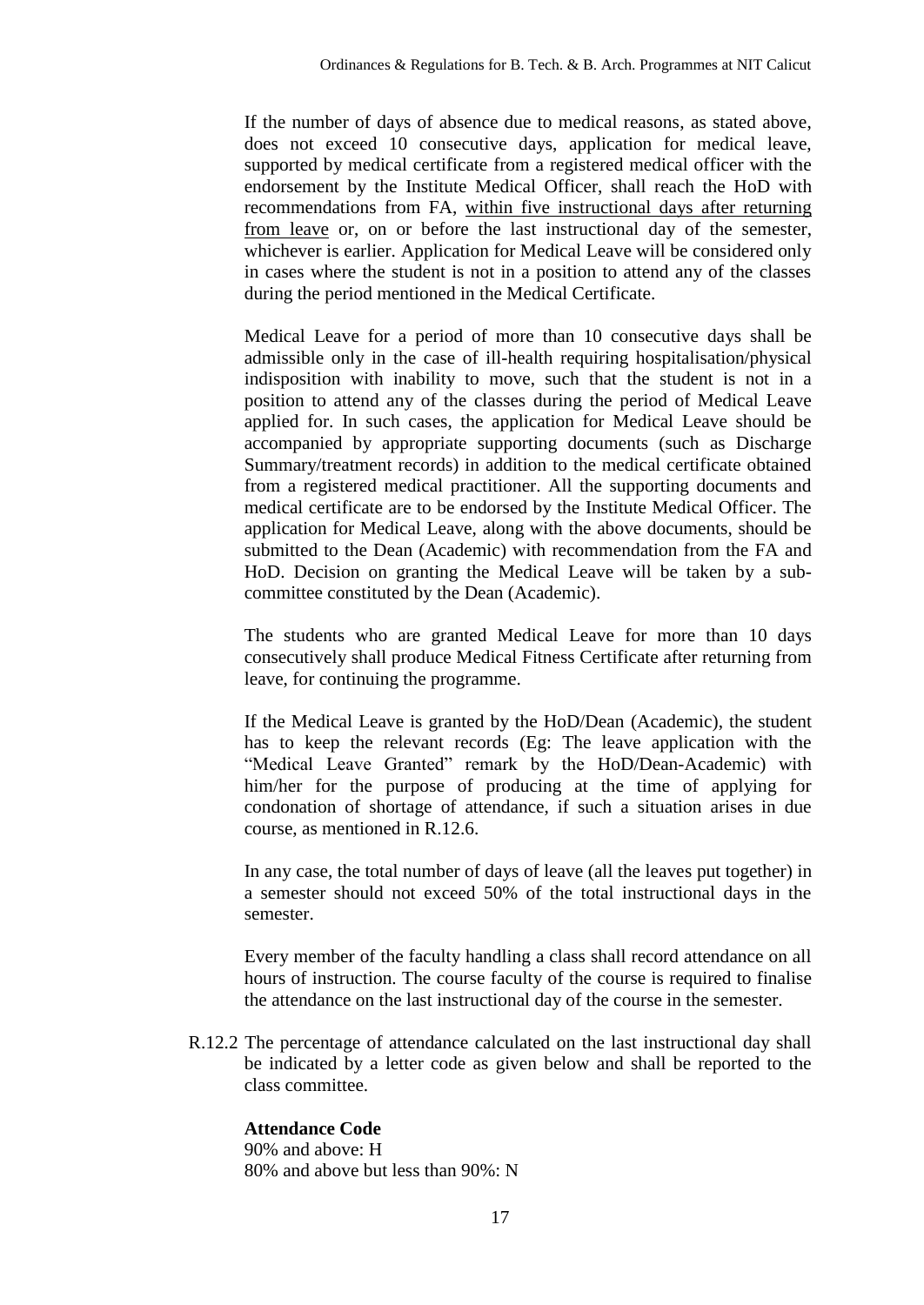If the number of days of absence due to medical reasons, as stated above, does not exceed 10 consecutive days, application for medical leave, supported by medical certificate from a registered medical officer with the endorsement by the Institute Medical Officer, shall reach the HoD with recommendations from FA, <u>within five instructional days after returning from leave</u> or, on or before the last instructional day of the semester, whichever is earlier. Application for Medical Leave will be considered only in cases where the student is not in a position to attend any of the classes during the period mentioned in the Medical Certificate.

Medical Leave for a period of more than 10 consecutive days shall be admissible only in the case of ill-health requiring hospitalisation/physical indisposition with inability to move, such that the student is not in a position to attend any of the classes during the period of Medical Leave applied for. In such cases, the application for Medical Leave should be accompanied by appropriate supporting documents (such as Discharge Summary/treatment records) in addition to the medical certificate obtained from a registered medical practitioner. All the supporting documents and medical certificate are to be endorsed by the Institute Medical Officer. The application for Medical Leave, along with the above documents, should be submitted to the Dean (Academic) with recommendation from the FA and HoD. Decision on granting the Medical Leave will be taken by a sub-committee constituted by the Dean (Academic).

The students who are granted Medical Leave for more than 10 days consecutively shall produce Medical Fitness Certificate after returning from leave, for continuing the programme.

If the Medical Leave is granted by the HoD/Dean (Academic), the student has to keep the relevant records (Eg: The leave application with the "Medical Leave Granted" remark by the HoD/Dean-Academic) with him/her for the purpose of producing at the time of applying for condonation of shortage of attendance, if such a situation arises in due course, as mentioned in R.12.6.

In any case, the total number of days of leave (all the leaves put together) in a semester should not exceed 50% of the total instructional days in the semester.

Every member of the faculty handling a class shall record attendance on all hours of instruction. The course faculty of the course is required to finalise the attendance on the last instructional day of the course in the semester.

R.12.2 The percentage of attendance calculated on the last instructional day shall be indicated by a letter code as given below and shall be reported to the class committee.

**Attendance Code**

90% and above: H

80% and above but less than 90%: N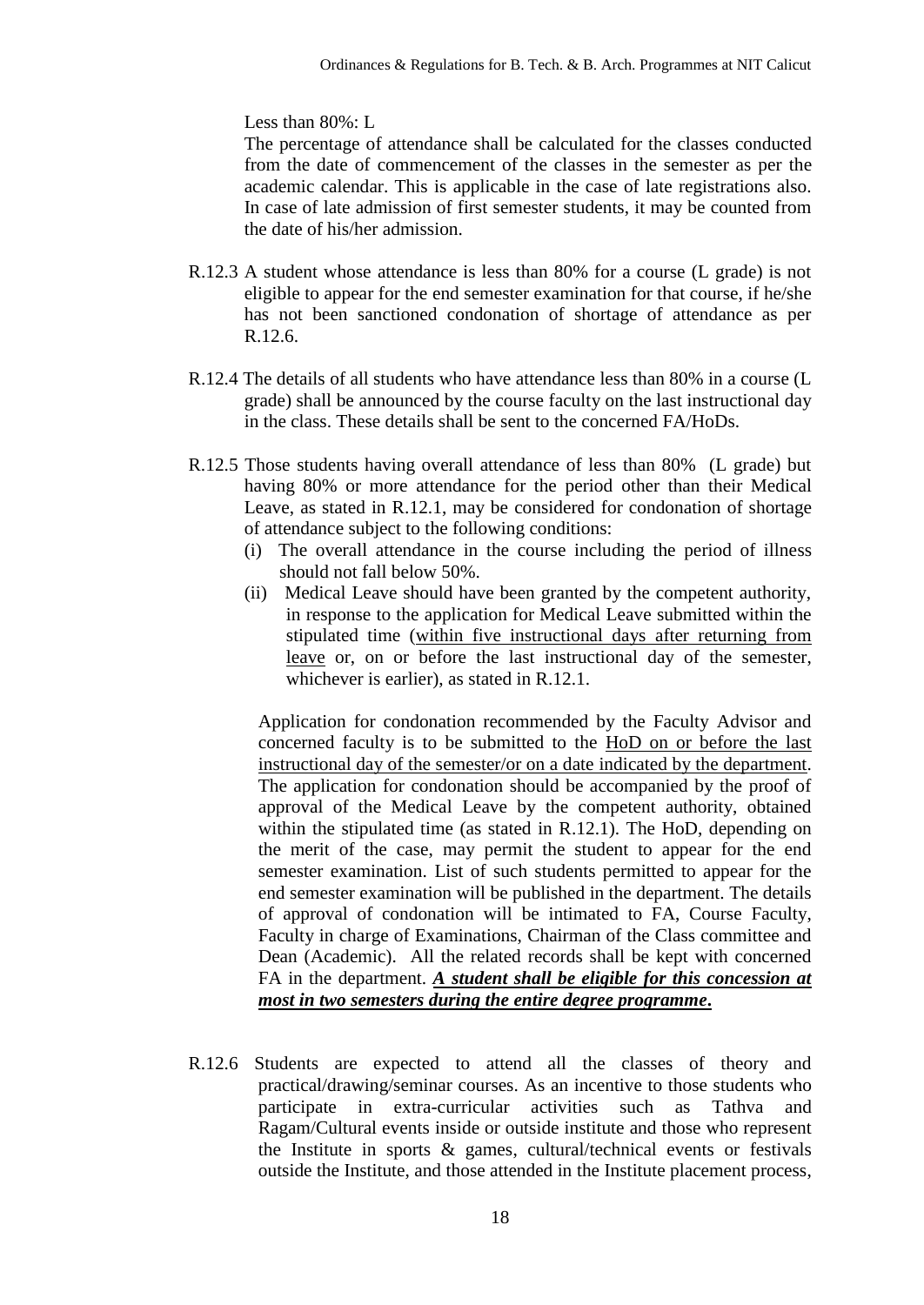Less than 80%: L

The percentage of attendance shall be calculated for the classes conducted from the date of commencement of the classes in the semester as per the academic calendar. This is applicable in the case of late registrations also. In case of late admission of first semester students, it may be counted from the date of his/her admission.

R.12.3 A student whose attendance is less than 80% for a course (L grade) is not eligible to appear for the end semester examination for that course, if he/she has not been sanctioned condonation of shortage of attendance as per R.12.6.

R.12.4 The details of all students who have attendance less than 80% in a course (L grade) shall be announced by the course faculty on the last instructional day in the class. These details shall be sent to the concerned FA/HoDs.

R.12.5 Those students having overall attendance of less than 80% (L grade) but having 80% or more attendance for the period other than their Medical Leave, as stated in R.12.1, may be considered for condonation of shortage of attendance subject to the following conditions:

(i) The overall attendance in the course including the period of illness should not fall below 50%.

(ii) Medical Leave should have been granted by the competent authority, in response to the application for Medical Leave submitted within the stipulated time (<u>within five instructional days after returning from leave</u> or, on or before the last instructional day of the semester, whichever is earlier), as stated in R.12.1.

Application for condonation recommended by the Faculty Advisor and concerned faculty is to be submitted to the <u>HoD on or before the last instructional day of the semester/or on a date indicated by the department</u>. The application for condonation should be accompanied by the proof of approval of the Medical Leave by the competent authority, obtained within the stipulated time (as stated in R.12.1). The HoD, depending on the merit of the case, may permit the student to appear for the end semester examination. List of such students permitted to appear for the end semester examination will be published in the department. The details of approval of condonation will be intimated to FA, Course Faculty, Faculty in charge of Examinations, Chairman of the Class committee and Dean (Academic). All the related records shall be kept with concerned FA in the department. ***<u>A student shall be eligible for this concession at most in two semesters during the entire degree programme</u>.***

R.12.6 Students are expected to attend all the classes of theory and practical/drawing/seminar courses. As an incentive to those students who participate in extra-curricular activities such as Tathva and Ragam/Cultural events inside or outside institute and those who represent the Institute in sports & games, cultural/technical events or festivals outside the Institute, and those attended in the Institute placement process,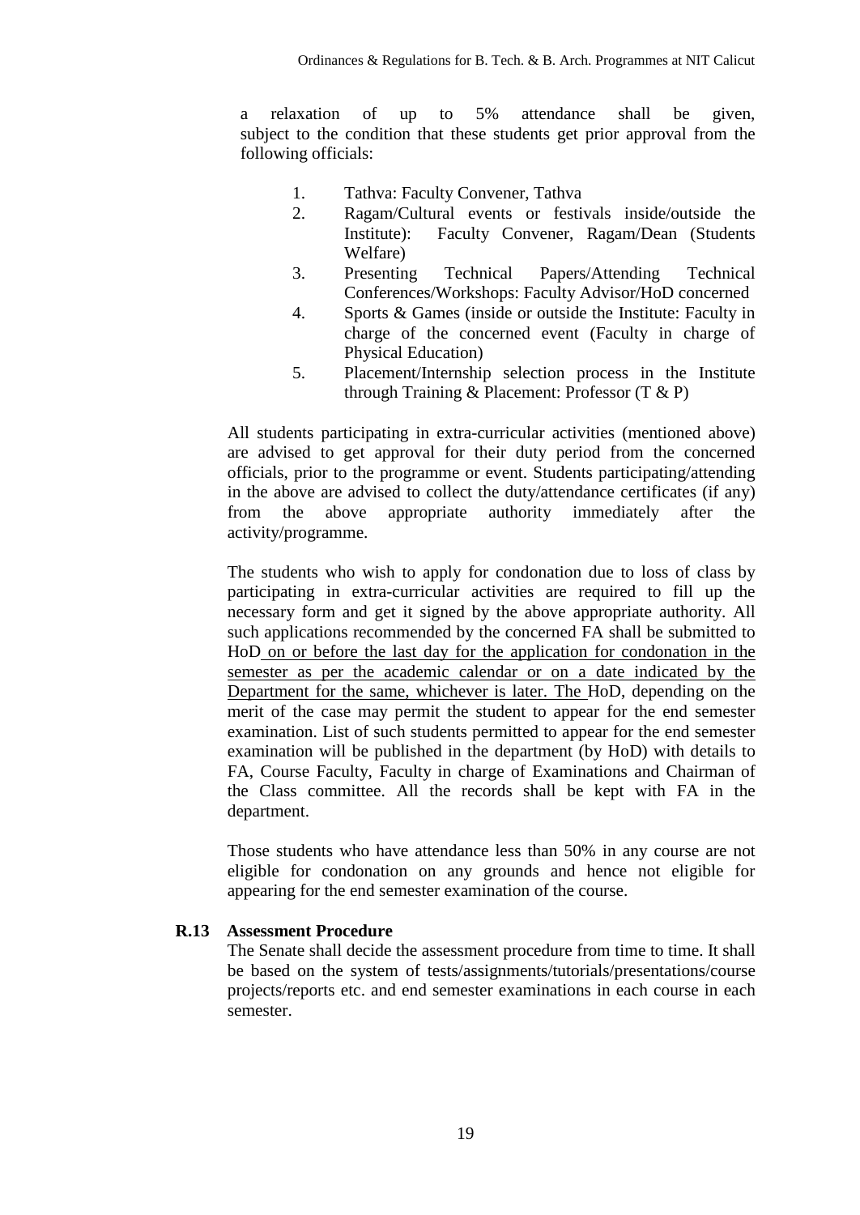a relaxation of up to 5% attendance shall be given, subject to the condition that these students get prior approval from the following officials:

1. Tathva: Faculty Convener, Tathva
2. Ragam/Cultural events or festivals inside/outside the Institute): Faculty Convener, Ragam/Dean (Students Welfare)
3. Presenting Technical Papers/Attending Technical Conferences/Workshops: Faculty Advisor/HoD concerned
4. Sports & Games (inside or outside the Institute: Faculty in charge of the concerned event (Faculty in charge of Physical Education)
5. Placement/Internship selection process in the Institute through Training & Placement: Professor (T & P)

All students participating in extra-curricular activities (mentioned above) are advised to get approval for their duty period from the concerned officials, prior to the programme or event. Students participating/attending in the above are advised to collect the duty/attendance certificates (if any) from the above appropriate authority immediately after the activity/programme.

The students who wish to apply for condonation due to loss of class by participating in extra-curricular activities are required to fill up the necessary form and get it signed by the above appropriate authority. All such applications recommended by the concerned FA shall be submitted to HoD on or before the last day for the application for condonation in the semester as per the academic calendar or on a date indicated by the Department for the same, whichever is later. The HoD, depending on the merit of the case may permit the student to appear for the end semester examination. List of such students permitted to appear for the end semester examination will be published in the department (by HoD) with details to FA, Course Faculty, Faculty in charge of Examinations and Chairman of the Class committee. All the records shall be kept with FA in the department.

Those students who have attendance less than 50% in any course are not eligible for condonation on any grounds and hence not eligible for appearing for the end semester examination of the course.

**R.13 Assessment Procedure**

The Senate shall decide the assessment procedure from time to time. It shall be based on the system of tests/assignments/tutorials/presentations/course projects/reports etc. and end semester examinations in each course in each semester.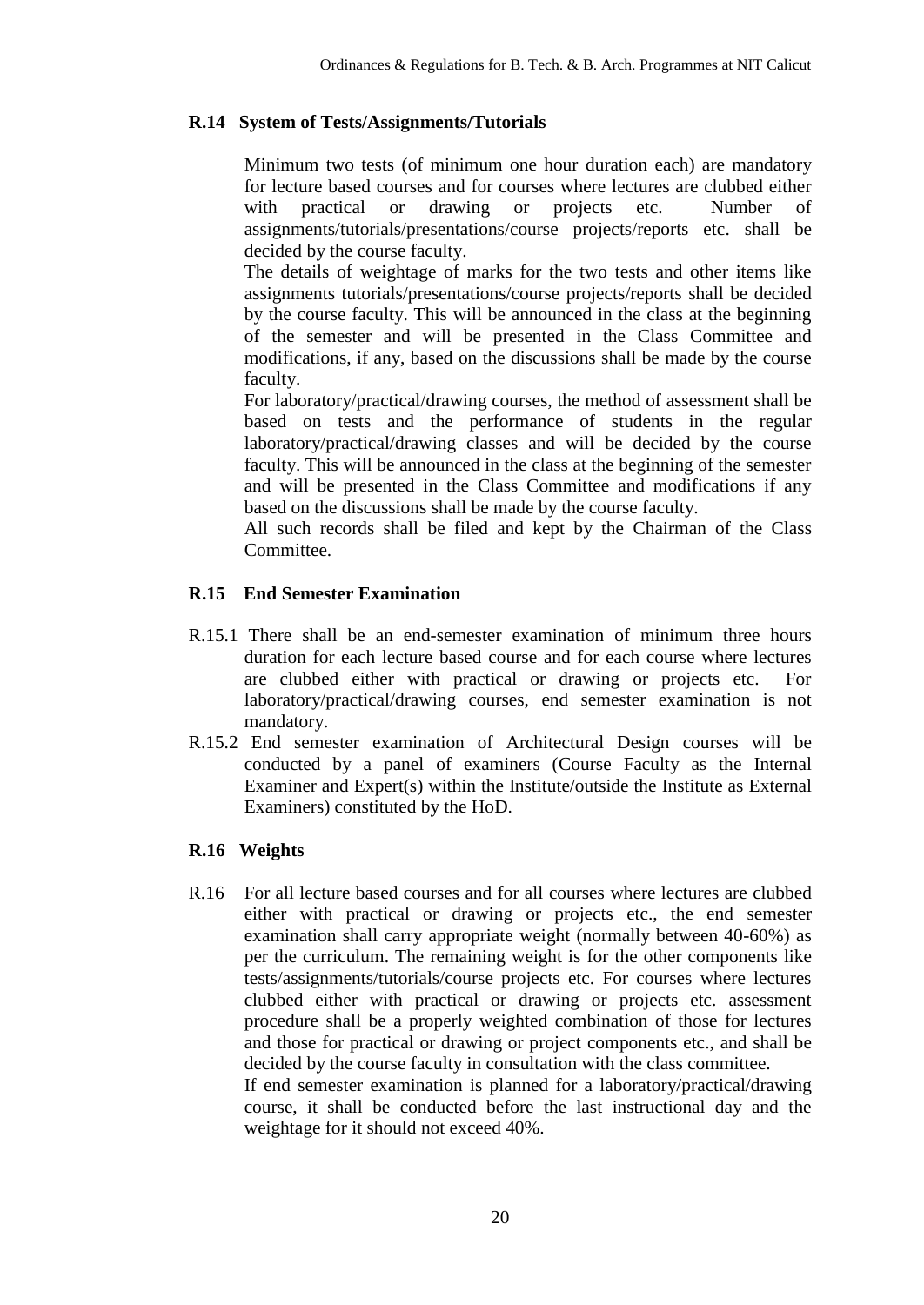## R.14 System of Tests/Assignments/Tutorials

Minimum two tests (of minimum one hour duration each) are mandatory for lecture based courses and for courses where lectures are clubbed either with practical or drawing or projects etc. Number of assignments/tutorials/presentations/course projects/reports etc. shall be decided by the course faculty.

The details of weightage of marks for the two tests and other items like assignments tutorials/presentations/course projects/reports shall be decided by the course faculty. This will be announced in the class at the beginning of the semester and will be presented in the Class Committee and modifications, if any, based on the discussions shall be made by the course faculty.

For laboratory/practical/drawing courses, the method of assessment shall be based on tests and the performance of students in the regular laboratory/practical/drawing classes and will be decided by the course faculty. This will be announced in the class at the beginning of the semester and will be presented in the Class Committee and modifications if any based on the discussions shall be made by the course faculty.

All such records shall be filed and kept by the Chairman of the Class Committee.

## R.15 End Semester Examination

R.15.1 There shall be an end-semester examination of minimum three hours duration for each lecture based course and for each course where lectures are clubbed either with practical or drawing or projects etc. For laboratory/practical/drawing courses, end semester examination is not mandatory.

R.15.2 End semester examination of Architectural Design courses will be conducted by a panel of examiners (Course Faculty as the Internal Examiner and Expert(s) within the Institute/outside the Institute as External Examiners) constituted by the HoD.

## R.16 Weights

R.16 For all lecture based courses and for all courses where lectures are clubbed either with practical or drawing or projects etc., the end semester examination shall carry appropriate weight (normally between 40-60%) as per the curriculum. The remaining weight is for the other components like tests/assignments/tutorials/course projects etc. For courses where lectures clubbed either with practical or drawing or projects etc. assessment procedure shall be a properly weighted combination of those for lectures and those for practical or drawing or project components etc., and shall be decided by the course faculty in consultation with the class committee.

If end semester examination is planned for a laboratory/practical/drawing course, it shall be conducted before the last instructional day and the weightage for it should not exceed 40%.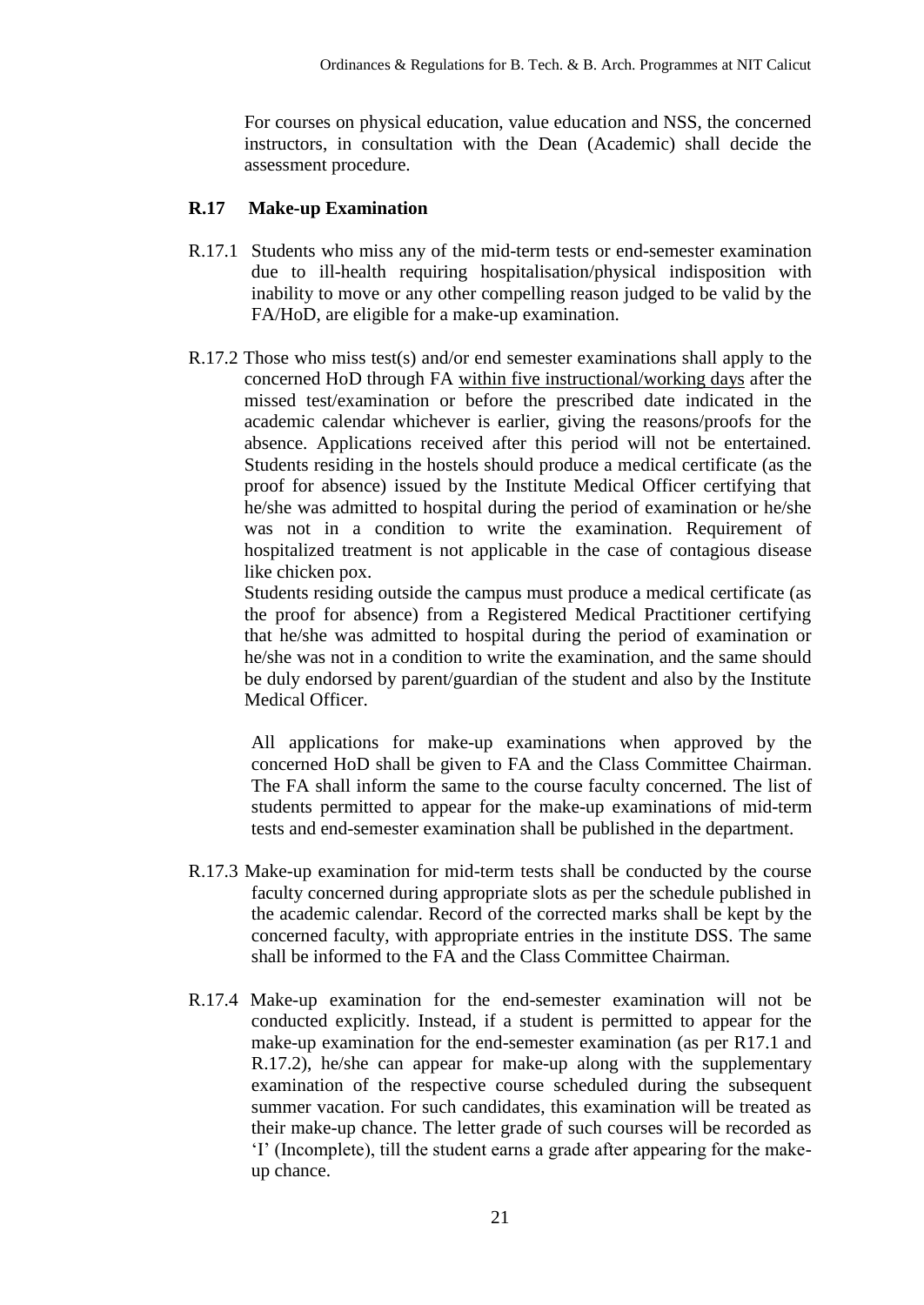For courses on physical education, value education and NSS, the concerned instructors, in consultation with the Dean (Academic) shall decide the assessment procedure.

## R.17 Make-up Examination

R.17.1 Students who miss any of the mid-term tests or end-semester examination due to ill-health requiring hospitalisation/physical indisposition with inability to move or any other compelling reason judged to be valid by the FA/HoD, are eligible for a make-up examination.

R.17.2 Those who miss test(s) and/or end semester examinations shall apply to the concerned HoD through FA <u>within five instructional/working days</u> after the missed test/examination or before the prescribed date indicated in the academic calendar whichever is earlier, giving the reasons/proofs for the absence. Applications received after this period will not be entertained. Students residing in the hostels should produce a medical certificate (as the proof for absence) issued by the Institute Medical Officer certifying that he/she was admitted to hospital during the period of examination or he/she was not in a condition to write the examination. Requirement of hospitalized treatment is not applicable in the case of contagious disease like chicken pox.

Students residing outside the campus must produce a medical certificate (as the proof for absence) from a Registered Medical Practitioner certifying that he/she was admitted to hospital during the period of examination or he/she was not in a condition to write the examination, and the same should be duly endorsed by parent/guardian of the student and also by the Institute Medical Officer.

All applications for make-up examinations when approved by the concerned HoD shall be given to FA and the Class Committee Chairman. The FA shall inform the same to the course faculty concerned. The list of students permitted to appear for the make-up examinations of mid-term tests and end-semester examination shall be published in the department.

R.17.3 Make-up examination for mid-term tests shall be conducted by the course faculty concerned during appropriate slots as per the schedule published in the academic calendar. Record of the corrected marks shall be kept by the concerned faculty, with appropriate entries in the institute DSS. The same shall be informed to the FA and the Class Committee Chairman.

R.17.4 Make-up examination for the end-semester examination will not be conducted explicitly. Instead, if a student is permitted to appear for the make-up examination for the end-semester examination (as per R17.1 and R.17.2), he/she can appear for make-up along with the supplementary examination of the respective course scheduled during the subsequent summer vacation. For such candidates, this examination will be treated as their make-up chance. The letter grade of such courses will be recorded as 'I' (Incomplete), till the student earns a grade after appearing for the make-up chance.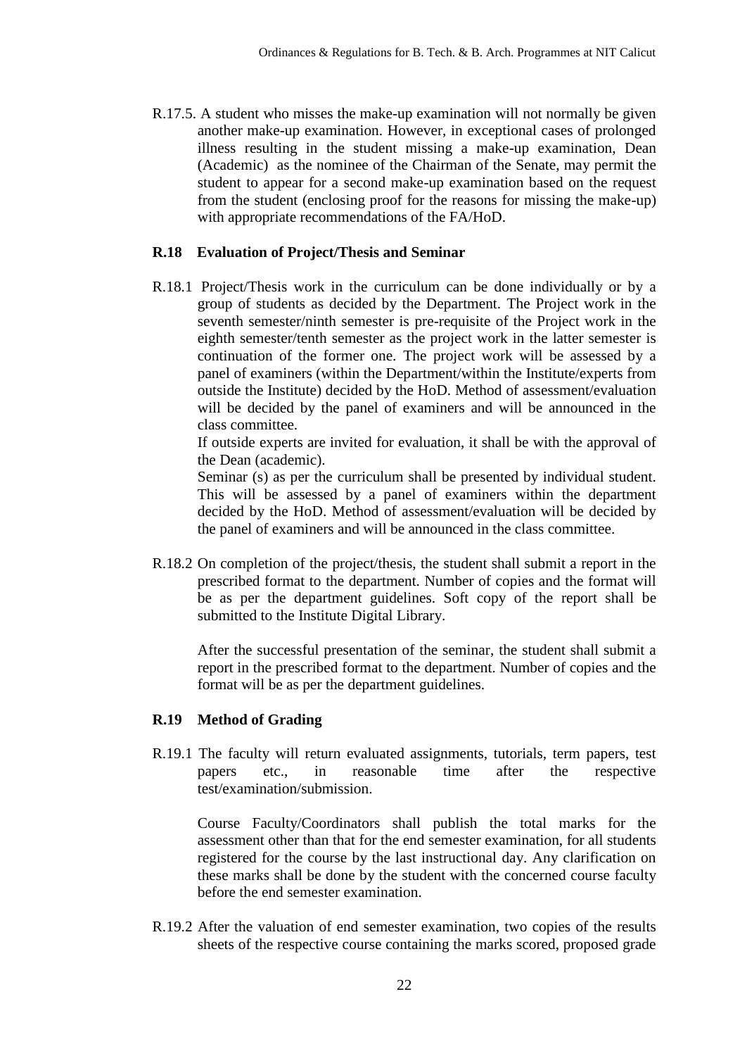R.17.5. A student who misses the make-up examination will not normally be given another make-up examination. However, in exceptional cases of prolonged illness resulting in the student missing a make-up examination, Dean (Academic) as the nominee of the Chairman of the Senate, may permit the student to appear for a second make-up examination based on the request from the student (enclosing proof for the reasons for missing the make-up) with appropriate recommendations of the FA/HoD.

## R.18 Evaluation of Project/Thesis and Seminar

R.18.1 Project/Thesis work in the curriculum can be done individually or by a group of students as decided by the Department. The Project work in the seventh semester/ninth semester is pre-requisite of the Project work in the eighth semester/tenth semester as the project work in the latter semester is continuation of the former one. The project work will be assessed by a panel of examiners (within the Department/within the Institute/experts from outside the Institute) decided by the HoD. Method of assessment/evaluation will be decided by the panel of examiners and will be announced in the class committee.

If outside experts are invited for evaluation, it shall be with the approval of the Dean (academic).

Seminar (s) as per the curriculum shall be presented by individual student. This will be assessed by a panel of examiners within the department decided by the HoD. Method of assessment/evaluation will be decided by the panel of examiners and will be announced in the class committee.

R.18.2 On completion of the project/thesis, the student shall submit a report in the prescribed format to the department. Number of copies and the format will be as per the department guidelines. Soft copy of the report shall be submitted to the Institute Digital Library.

After the successful presentation of the seminar, the student shall submit a report in the prescribed format to the department. Number of copies and the format will be as per the department guidelines.

## R.19 Method of Grading

R.19.1 The faculty will return evaluated assignments, tutorials, term papers, test papers etc., in reasonable time after the respective test/examination/submission.

Course Faculty/Coordinators shall publish the total marks for the assessment other than that for the end semester examination, for all students registered for the course by the last instructional day. Any clarification on these marks shall be done by the student with the concerned course faculty before the end semester examination.

R.19.2 After the valuation of end semester examination, two copies of the results sheets of the respective course containing the marks scored, proposed grade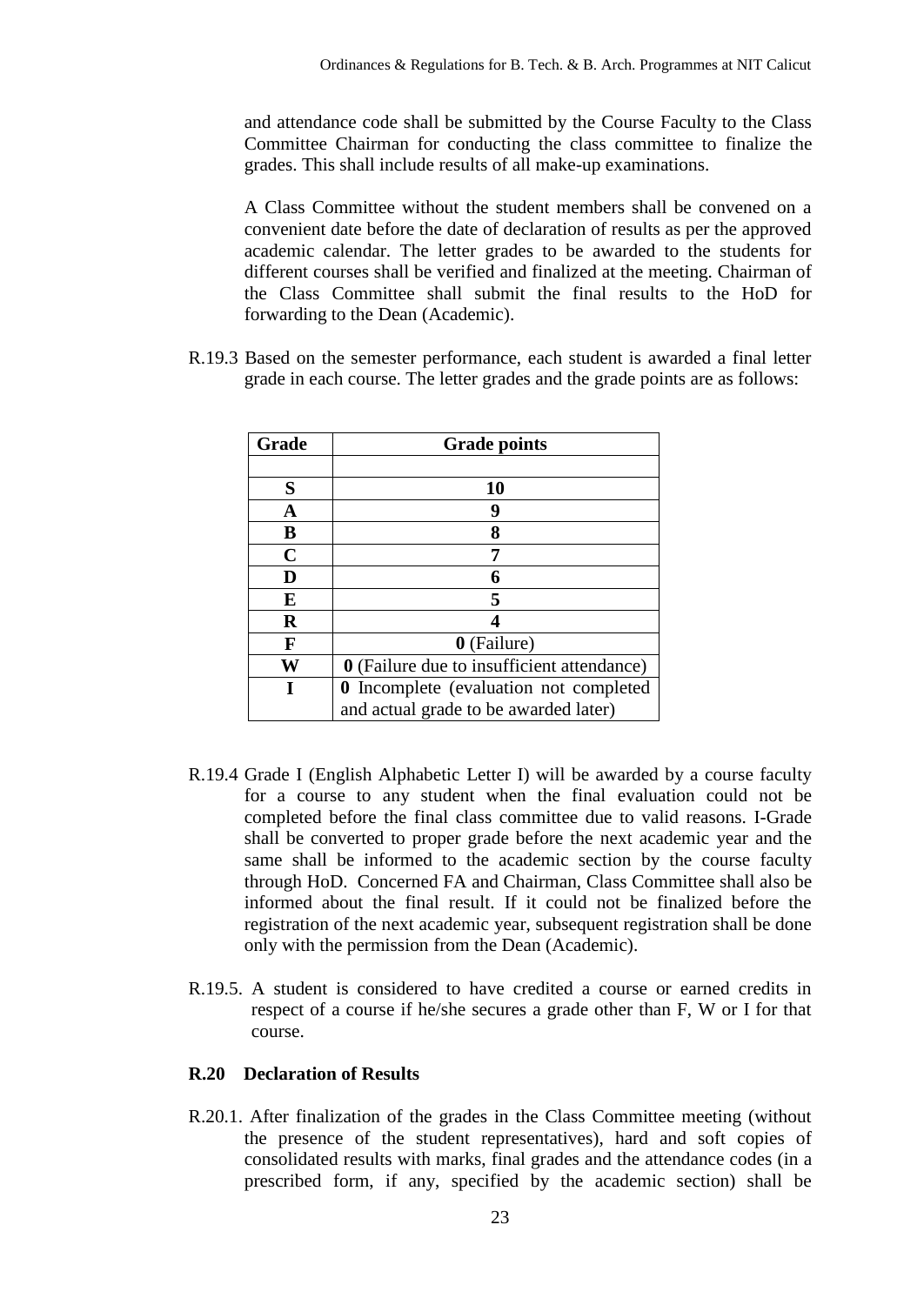and attendance code shall be submitted by the Course Faculty to the Class Committee Chairman for conducting the class committee to finalize the grades. This shall include results of all make-up examinations.

A Class Committee without the student members shall be convened on a convenient date before the date of declaration of results as per the approved academic calendar. The letter grades to be awarded to the students for different courses shall be verified and finalized at the meeting. Chairman of the Class Committee shall submit the final results to the HoD for forwarding to the Dean (Academic).

R.19.3 Based on the semester performance, each student is awarded a final letter grade in each course. The letter grades and the grade points are as follows:

| Grade | Grade points |
|---|---|
| | |
| **S** | **10** |
| **A** | **9** |
| **B** | **8** |
| **C** | **7** |
| **D** | **6** |
| **E** | **5** |
| **R** | **4** |
| **F** | **0** (Failure) |
| **W** | **0** (Failure due to insufficient attendance) |
| **I** | **0** Incomplete (evaluation not completed and actual grade to be awarded later) |

R.19.4 Grade I (English Alphabetic Letter I) will be awarded by a course faculty for a course to any student when the final evaluation could not be completed before the final class committee due to valid reasons. I-Grade shall be converted to proper grade before the next academic year and the same shall be informed to the academic section by the course faculty through HoD. Concerned FA and Chairman, Class Committee shall also be informed about the final result. If it could not be finalized before the registration of the next academic year, subsequent registration shall be done only with the permission from the Dean (Academic).

R.19.5. A student is considered to have credited a course or earned credits in respect of a course if he/she secures a grade other than F, W or I for that course.

## R.20 Declaration of Results

R.20.1. After finalization of the grades in the Class Committee meeting (without the presence of the student representatives), hard and soft copies of consolidated results with marks, final grades and the attendance codes (in a prescribed form, if any, specified by the academic section) shall be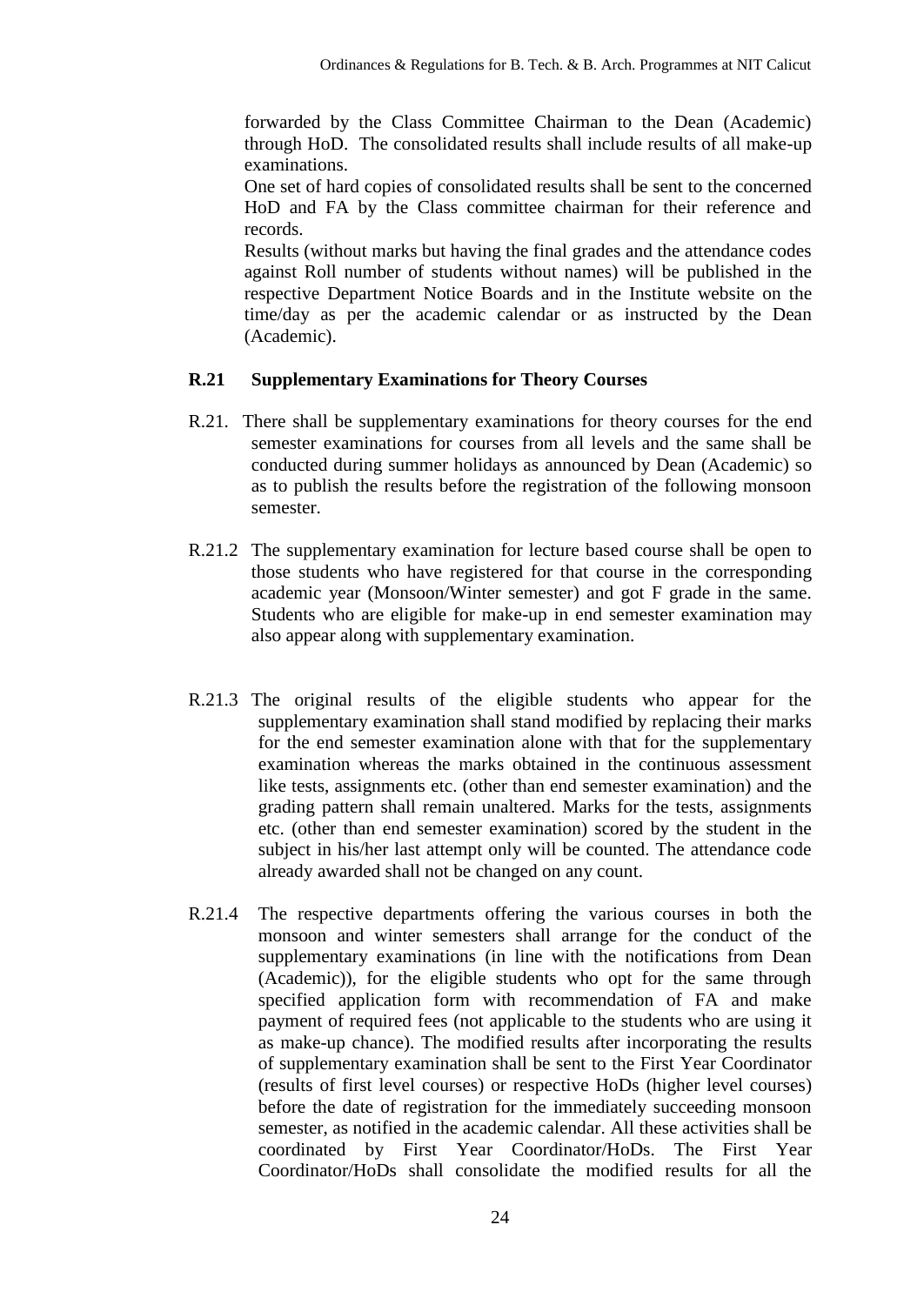forwarded by the Class Committee Chairman to the Dean (Academic) through HoD. The consolidated results shall include results of all make-up examinations.

One set of hard copies of consolidated results shall be sent to the concerned HoD and FA by the Class committee chairman for their reference and records.

Results (without marks but having the final grades and the attendance codes against Roll number of students without names) will be published in the respective Department Notice Boards and in the Institute website on the time/day as per the academic calendar or as instructed by the Dean (Academic).

### R.21 Supplementary Examinations for Theory Courses

R.21. There shall be supplementary examinations for theory courses for the end semester examinations for courses from all levels and the same shall be conducted during summer holidays as announced by Dean (Academic) so as to publish the results before the registration of the following monsoon semester.

R.21.2 The supplementary examination for lecture based course shall be open to those students who have registered for that course in the corresponding academic year (Monsoon/Winter semester) and got F grade in the same. Students who are eligible for make-up in end semester examination may also appear along with supplementary examination.

R.21.3 The original results of the eligible students who appear for the supplementary examination shall stand modified by replacing their marks for the end semester examination alone with that for the supplementary examination whereas the marks obtained in the continuous assessment like tests, assignments etc. (other than end semester examination) and the grading pattern shall remain unaltered. Marks for the tests, assignments etc. (other than end semester examination) scored by the student in the subject in his/her last attempt only will be counted. The attendance code already awarded shall not be changed on any count.

R.21.4 The respective departments offering the various courses in both the monsoon and winter semesters shall arrange for the conduct of the supplementary examinations (in line with the notifications from Dean (Academic)), for the eligible students who opt for the same through specified application form with recommendation of FA and make payment of required fees (not applicable to the students who are using it as make-up chance). The modified results after incorporating the results of supplementary examination shall be sent to the First Year Coordinator (results of first level courses) or respective HoDs (higher level courses) before the date of registration for the immediately succeeding monsoon semester, as notified in the academic calendar. All these activities shall be coordinated by First Year Coordinator/HoDs. The First Year Coordinator/HoDs shall consolidate the modified results for all the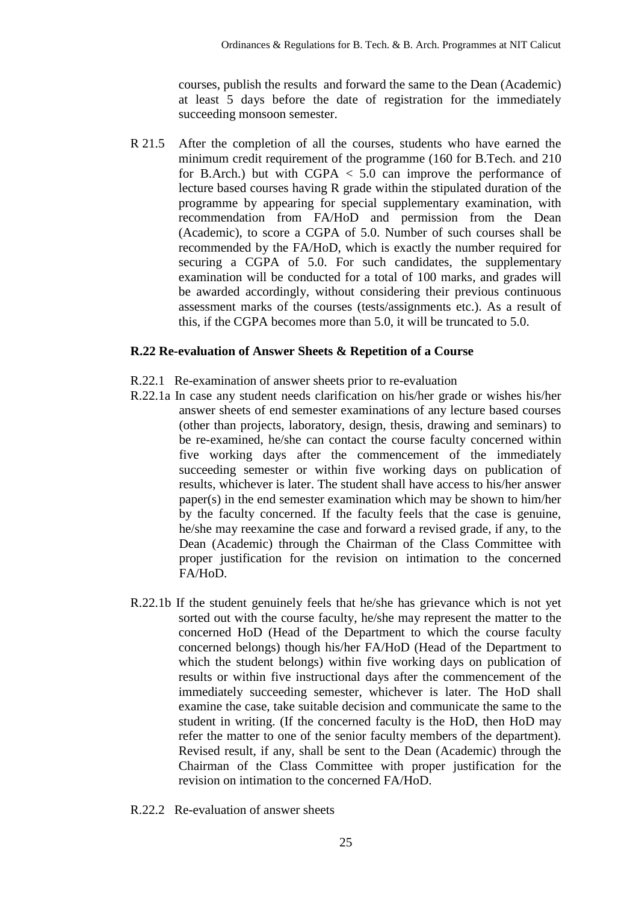courses, publish the results and forward the same to the Dean (Academic) at least 5 days before the date of registration for the immediately succeeding monsoon semester.

R 21.5 After the completion of all the courses, students who have earned the minimum credit requirement of the programme (160 for B.Tech. and 210 for B.Arch.) but with CGPA $< 5.0$ can improve the performance of lecture based courses having R grade within the stipulated duration of the programme by appearing for special supplementary examination, with recommendation from FA/HoD and permission from the Dean (Academic), to score a CGPA of 5.0. Number of such courses shall be recommended by the FA/HoD, which is exactly the number required for securing a CGPA of 5.0. For such candidates, the supplementary examination will be conducted for a total of 100 marks, and grades will be awarded accordingly, without considering their previous continuous assessment marks of the courses (tests/assignments etc.). As a result of this, if the CGPA becomes more than 5.0, it will be truncated to 5.0.

### R.22 Re-evaluation of Answer Sheets & Repetition of a Course

R.22.1 Re-examination of answer sheets prior to re-evaluation

R.22.1a In case any student needs clarification on his/her grade or wishes his/her answer sheets of end semester examinations of any lecture based courses (other than projects, laboratory, design, thesis, drawing and seminars) to be re-examined, he/she can contact the course faculty concerned within five working days after the commencement of the immediately succeeding semester or within five working days on publication of results, whichever is later. The student shall have access to his/her answer paper(s) in the end semester examination which may be shown to him/her by the faculty concerned. If the faculty feels that the case is genuine, he/she may reexamine the case and forward a revised grade, if any, to the Dean (Academic) through the Chairman of the Class Committee with proper justification for the revision on intimation to the concerned FA/HoD.

R.22.1b If the student genuinely feels that he/she has grievance which is not yet sorted out with the course faculty, he/she may represent the matter to the concerned HoD (Head of the Department to which the course faculty concerned belongs) though his/her FA/HoD (Head of the Department to which the student belongs) within five working days on publication of results or within five instructional days after the commencement of the immediately succeeding semester, whichever is later. The HoD shall examine the case, take suitable decision and communicate the same to the student in writing. (If the concerned faculty is the HoD, then HoD may refer the matter to one of the senior faculty members of the department). Revised result, if any, shall be sent to the Dean (Academic) through the Chairman of the Class Committee with proper justification for the revision on intimation to the concerned FA/HoD.

R.22.2 Re-evaluation of answer sheets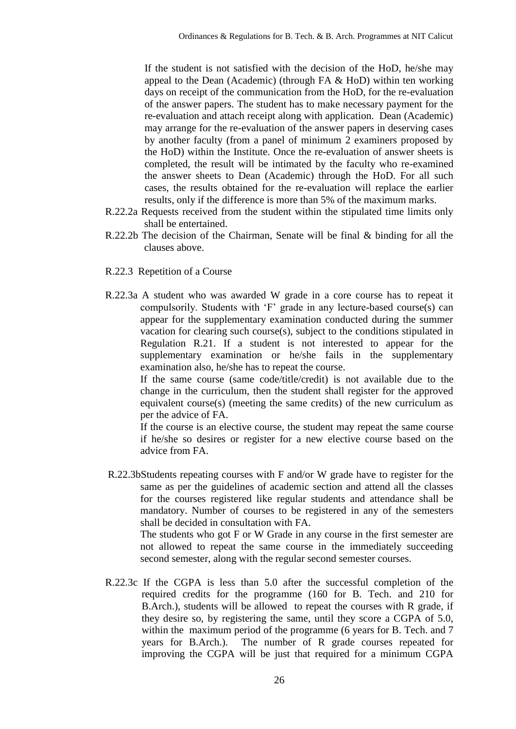If the student is not satisfied with the decision of the HoD, he/she may appeal to the Dean (Academic) (through FA & HoD) within ten working days on receipt of the communication from the HoD, for the re-evaluation of the answer papers. The student has to make necessary payment for the re-evaluation and attach receipt along with application. Dean (Academic) may arrange for the re-evaluation of the answer papers in deserving cases by another faculty (from a panel of minimum 2 examiners proposed by the HoD) within the Institute. Once the re-evaluation of answer sheets is completed, the result will be intimated by the faculty who re-examined the answer sheets to Dean (Academic) through the HoD. For all such cases, the results obtained for the re-evaluation will replace the earlier results, only if the difference is more than 5% of the maximum marks.

R.22.2a Requests received from the student within the stipulated time limits only shall be entertained.

R.22.2b The decision of the Chairman, Senate will be final & binding for all the clauses above.

R.22.3 Repetition of a Course

R.22.3a A student who was awarded W grade in a core course has to repeat it compulsorily. Students with 'F' grade in any lecture-based course(s) can appear for the supplementary examination conducted during the summer vacation for clearing such course(s), subject to the conditions stipulated in Regulation R.21. If a student is not interested to appear for the supplementary examination or he/she fails in the supplementary examination also, he/she has to repeat the course.

If the same course (same code/title/credit) is not available due to the change in the curriculum, then the student shall register for the approved equivalent course(s) (meeting the same credits) of the new curriculum as per the advice of FA.

If the course is an elective course, the student may repeat the same course if he/she so desires or register for a new elective course based on the advice from FA.

R.22.3b Students repeating courses with F and/or W grade have to register for the same as per the guidelines of academic section and attend all the classes for the courses registered like regular students and attendance shall be mandatory. Number of courses to be registered in any of the semesters shall be decided in consultation with FA.

The students who got F or W Grade in any course in the first semester are not allowed to repeat the same course in the immediately succeeding second semester, along with the regular second semester courses.

R.22.3c If the CGPA is less than 5.0 after the successful completion of the required credits for the programme (160 for B. Tech. and 210 for B.Arch.), students will be allowed to repeat the courses with R grade, if they desire so, by registering the same, until they score a CGPA of 5.0, within the maximum period of the programme (6 years for B. Tech. and 7 years for B.Arch.). The number of R grade courses repeated for improving the CGPA will be just that required for a minimum CGPA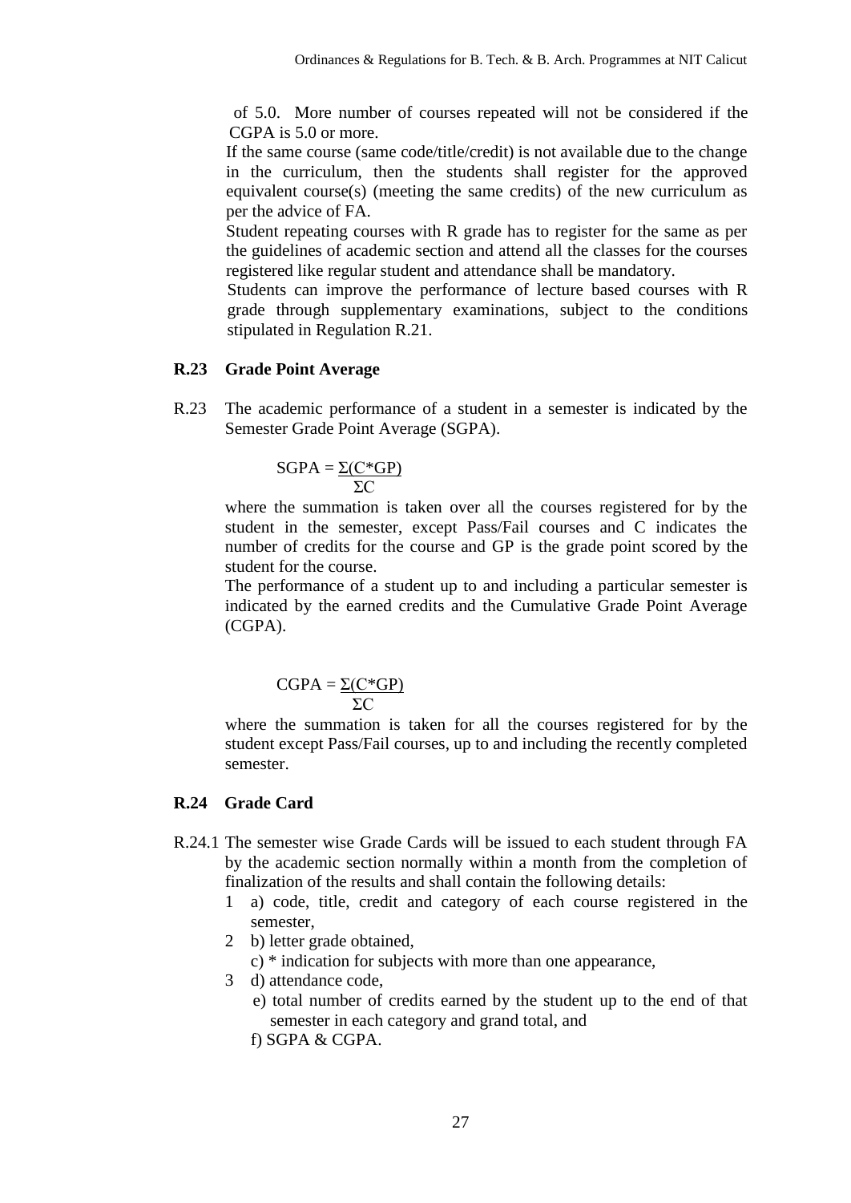of 5.0. More number of courses repeated will not be considered if the CGPA is 5.0 or more.

If the same course (same code/title/credit) is not available due to the change in the curriculum, then the students shall register for the approved equivalent course(s) (meeting the same credits) of the new curriculum as per the advice of FA.

Student repeating courses with R grade has to register for the same as per the guidelines of academic section and attend all the classes for the courses registered like regular student and attendance shall be mandatory.

Students can improve the performance of lecture based courses with R grade through supplementary examinations, subject to the conditions stipulated in Regulation R.21.

**R.23 Grade Point Average**

R.23 The academic performance of a student in a semester is indicated by the Semester Grade Point Average (SGPA).

$$\text{SGPA} = \frac{\Sigma(C*GP)}{\Sigma C}$$

where the summation is taken over all the courses registered for by the student in the semester, except Pass/Fail courses and C indicates the number of credits for the course and GP is the grade point scored by the student for the course.

The performance of a student up to and including a particular semester is indicated by the earned credits and the Cumulative Grade Point Average (CGPA).

$$\text{CGPA} = \frac{\Sigma(C*GP)}{\Sigma C}$$

where the summation is taken for all the courses registered for by the student except Pass/Fail courses, up to and including the recently completed semester.

**R.24 Grade Card**

R.24.1 The semester wise Grade Cards will be issued to each student through FA by the academic section normally within a month from the completion of finalization of the results and shall contain the following details:

1. a) code, title, credit and category of each course registered in the semester,
2. b) letter grade obtained,
   c) * indication for subjects with more than one appearance,
3. d) attendance code,
   e) total number of credits earned by the student up to the end of that semester in each category and grand total, and
   f) SGPA & CGPA.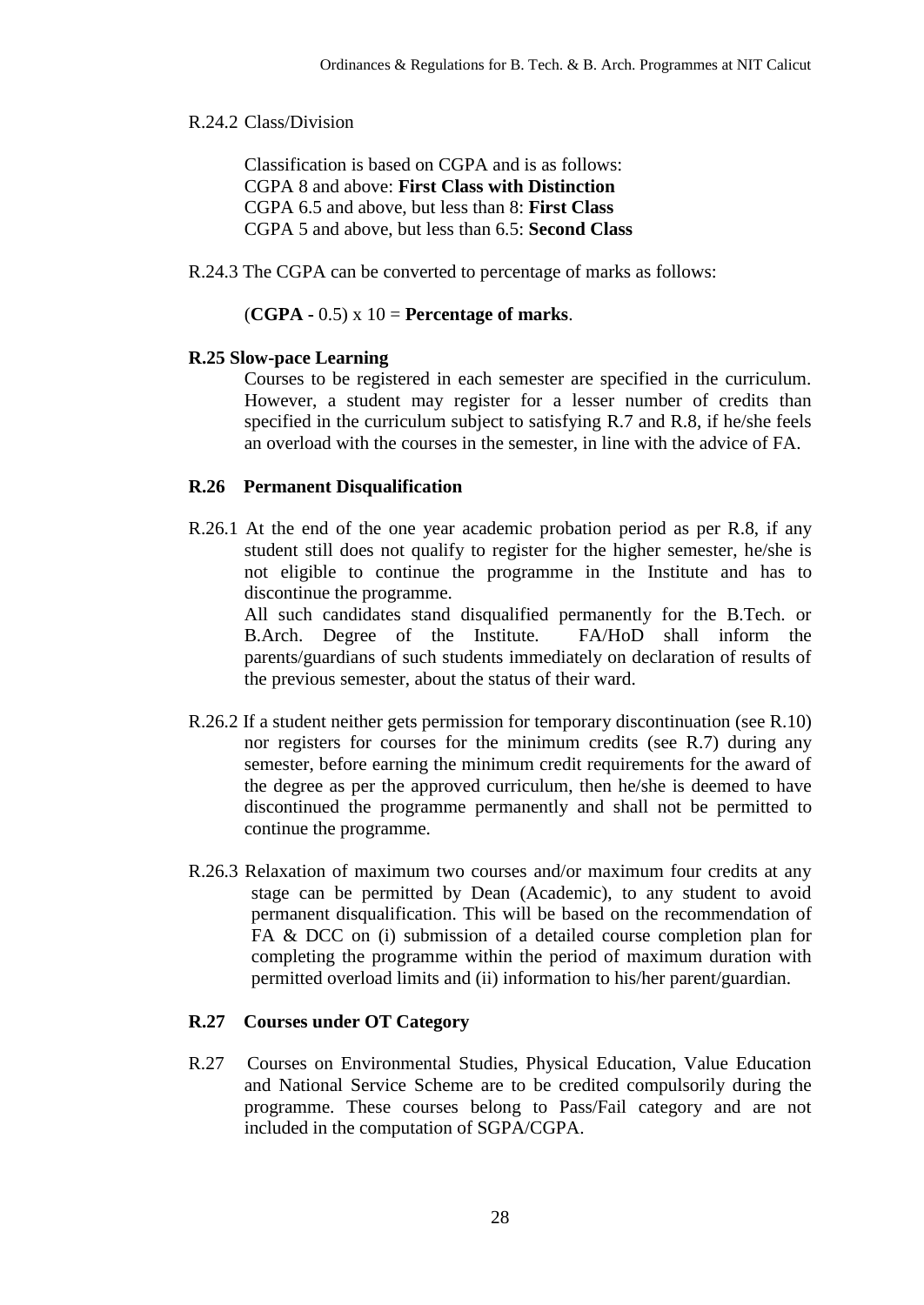R.24.2 Class/Division

Classification is based on CGPA and is as follows:
CGPA 8 and above: **First Class with Distinction**
CGPA 6.5 and above, but less than 8: **First Class**
CGPA 5 and above, but less than 6.5: **Second Class**

R.24.3 The CGPA can be converted to percentage of marks as follows:

(**CGPA -** 0.5) x 10 = **Percentage of marks**.

**R.25 Slow-pace Learning**

Courses to be registered in each semester are specified in the curriculum. However, a student may register for a lesser number of credits than specified in the curriculum subject to satisfying R.7 and R.8, if he/she feels an overload with the courses in the semester, in line with the advice of FA.

**R.26 Permanent Disqualification**

R.26.1 At the end of the one year academic probation period as per R.8, if any student still does not qualify to register for the higher semester, he/she is not eligible to continue the programme in the Institute and has to discontinue the programme.
All such candidates stand disqualified permanently for the B.Tech. or B.Arch. Degree of the Institute. FA/HoD shall inform the parents/guardians of such students immediately on declaration of results of the previous semester, about the status of their ward.

R.26.2 If a student neither gets permission for temporary discontinuation (see R.10) nor registers for courses for the minimum credits (see R.7) during any semester, before earning the minimum credit requirements for the award of the degree as per the approved curriculum, then he/she is deemed to have discontinued the programme permanently and shall not be permitted to continue the programme.

R.26.3 Relaxation of maximum two courses and/or maximum four credits at any stage can be permitted by Dean (Academic), to any student to avoid permanent disqualification. This will be based on the recommendation of FA & DCC on (i) submission of a detailed course completion plan for completing the programme within the period of maximum duration with permitted overload limits and (ii) information to his/her parent/guardian.

**R.27 Courses under OT Category**

R.27 Courses on Environmental Studies, Physical Education, Value Education and National Service Scheme are to be credited compulsorily during the programme. These courses belong to Pass/Fail category and are not included in the computation of SGPA/CGPA.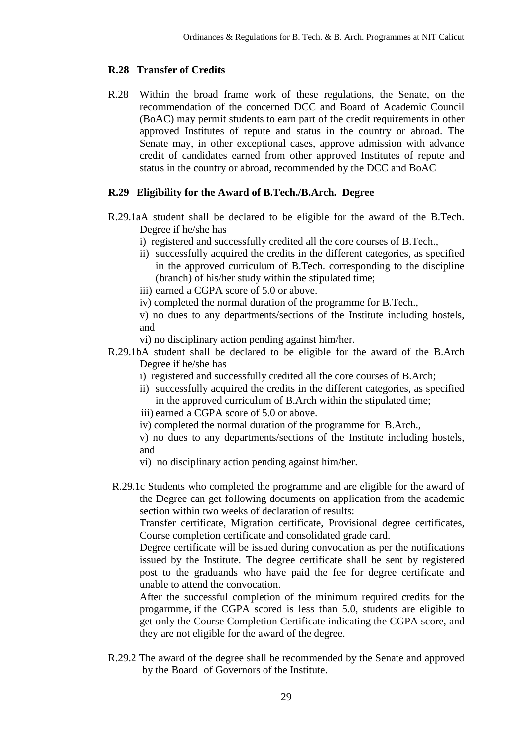### R.28 Transfer of Credits

R.28 Within the broad frame work of these regulations, the Senate, on the recommendation of the concerned DCC and Board of Academic Council (BoAC) may permit students to earn part of the credit requirements in other approved Institutes of repute and status in the country or abroad. The Senate may, in other exceptional cases, approve admission with advance credit of candidates earned from other approved Institutes of repute and status in the country or abroad, recommended by the DCC and BoAC

### R.29 Eligibility for the Award of B.Tech./B.Arch. Degree

R.29.1aA student shall be declared to be eligible for the award of the B.Tech. Degree if he/she has

i) registered and successfully credited all the core courses of B.Tech.,

ii) successfully acquired the credits in the different categories, as specified in the approved curriculum of B.Tech. corresponding to the discipline (branch) of his/her study within the stipulated time;

iii) earned a CGPA score of 5.0 or above.

iv) completed the normal duration of the programme for B.Tech.,

v) no dues to any departments/sections of the Institute including hostels, and

vi) no disciplinary action pending against him/her.

R.29.1bA student shall be declared to be eligible for the award of the B.Arch Degree if he/she has

i) registered and successfully credited all the core courses of B.Arch;

ii) successfully acquired the credits in the different categories, as specified in the approved curriculum of B.Arch within the stipulated time;

iii) earned a CGPA score of 5.0 or above.

iv) completed the normal duration of the programme for B.Arch.,

v) no dues to any departments/sections of the Institute including hostels, and

vi) no disciplinary action pending against him/her.

R.29.1c Students who completed the programme and are eligible for the award of the Degree can get following documents on application from the academic section within two weeks of declaration of results:

Transfer certificate, Migration certificate, Provisional degree certificates, Course completion certificate and consolidated grade card.

Degree certificate will be issued during convocation as per the notifications issued by the Institute. The degree certificate shall be sent by registered post to the graduands who have paid the fee for degree certificate and unable to attend the convocation.

After the successful completion of the minimum required credits for the progarmme, if the CGPA scored is less than 5.0, students are eligible to get only the Course Completion Certificate indicating the CGPA score, and they are not eligible for the award of the degree.

R.29.2 The award of the degree shall be recommended by the Senate and approved by the Board of Governors of the Institute.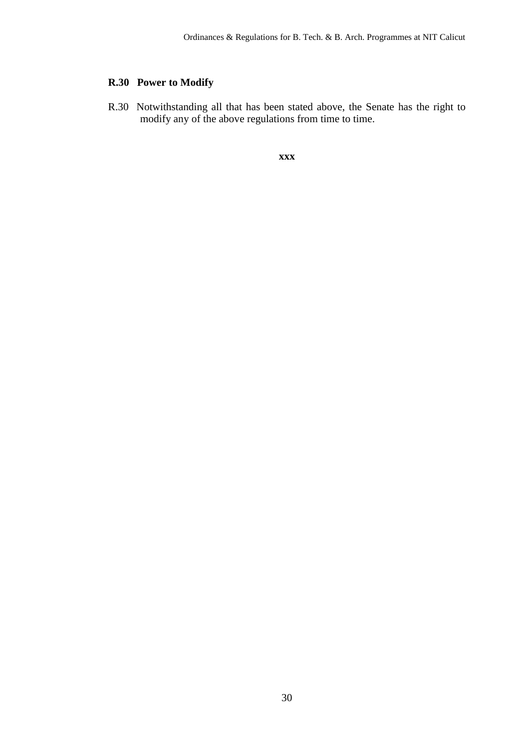### R.30 Power to Modify

R.30 Notwithstanding all that has been stated above, the Senate has the right to modify any of the above regulations from time to time.

**xxx**